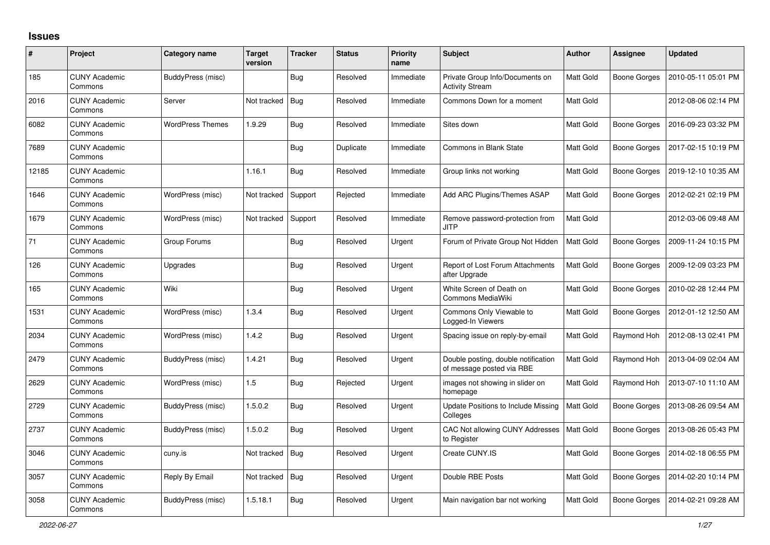# Issues

| # | Project | Category name | Target version | Tracker | Status | Priority name | Subject | Author | Assignee | Updated |
|---|---|---|---|---|---|---|---|---|---|---|
| 185 | CUNY Academic Commons | BuddyPress (misc) | | Bug | Resolved | Immediate | Private Group Info/Documents on Activity Stream | Matt Gold | Boone Gorges | 2010-05-11 05:01 PM |
| 2016 | CUNY Academic Commons | Server | Not tracked | Bug | Resolved | Immediate | Commons Down for a moment | Matt Gold | | 2012-08-06 02:14 PM |
| 6082 | CUNY Academic Commons | WordPress Themes | 1.9.29 | Bug | Resolved | Immediate | Sites down | Matt Gold | Boone Gorges | 2016-09-23 03:32 PM |
| 7689 | CUNY Academic Commons | | | Bug | Duplicate | Immediate | Commons in Blank State | Matt Gold | Boone Gorges | 2017-02-15 10:19 PM |
| 12185 | CUNY Academic Commons | | 1.16.1 | Bug | Resolved | Immediate | Group links not working | Matt Gold | Boone Gorges | 2019-12-10 10:35 AM |
| 1646 | CUNY Academic Commons | WordPress (misc) | Not tracked | Support | Rejected | Immediate | Add ARC Plugins/Themes ASAP | Matt Gold | Boone Gorges | 2012-02-21 02:19 PM |
| 1679 | CUNY Academic Commons | WordPress (misc) | Not tracked | Support | Resolved | Immediate | Remove password-protection from JITP | Matt Gold | | 2012-03-06 09:48 AM |
| 71 | CUNY Academic Commons | Group Forums | | Bug | Resolved | Urgent | Forum of Private Group Not Hidden | Matt Gold | Boone Gorges | 2009-11-24 10:15 PM |
| 126 | CUNY Academic Commons | Upgrades | | Bug | Resolved | Urgent | Report of Lost Forum Attachments after Upgrade | Matt Gold | Boone Gorges | 2009-12-09 03:23 PM |
| 165 | CUNY Academic Commons | Wiki | | Bug | Resolved | Urgent | White Screen of Death on Commons MediaWiki | Matt Gold | Boone Gorges | 2010-02-28 12:44 PM |
| 1531 | CUNY Academic Commons | WordPress (misc) | 1.3.4 | Bug | Resolved | Urgent | Commons Only Viewable to Logged-In Viewers | Matt Gold | Boone Gorges | 2012-01-12 12:50 AM |
| 2034 | CUNY Academic Commons | WordPress (misc) | 1.4.2 | Bug | Resolved | Urgent | Spacing issue on reply-by-email | Matt Gold | Raymond Hoh | 2012-08-13 02:41 PM |
| 2479 | CUNY Academic Commons | BuddyPress (misc) | 1.4.21 | Bug | Resolved | Urgent | Double posting, double notification of message posted via RBE | Matt Gold | Raymond Hoh | 2013-04-09 02:04 AM |
| 2629 | CUNY Academic Commons | WordPress (misc) | 1.5 | Bug | Rejected | Urgent | images not showing in slider on homepage | Matt Gold | Raymond Hoh | 2013-07-10 11:10 AM |
| 2729 | CUNY Academic Commons | BuddyPress (misc) | 1.5.0.2 | Bug | Resolved | Urgent | Update Positions to Include Missing Colleges | Matt Gold | Boone Gorges | 2013-08-26 09:54 AM |
| 2737 | CUNY Academic Commons | BuddyPress (misc) | 1.5.0.2 | Bug | Resolved | Urgent | CAC Not allowing CUNY Addresses to Register | Matt Gold | Boone Gorges | 2013-08-26 05:43 PM |
| 3046 | CUNY Academic Commons | cuny.is | Not tracked | Bug | Resolved | Urgent | Create CUNY.IS | Matt Gold | Boone Gorges | 2014-02-18 06:55 PM |
| 3057 | CUNY Academic Commons | Reply By Email | Not tracked | Bug | Resolved | Urgent | Double RBE Posts | Matt Gold | Boone Gorges | 2014-02-20 10:14 PM |
| 3058 | CUNY Academic Commons | BuddyPress (misc) | 1.5.18.1 | Bug | Resolved | Urgent | Main navigation bar not working | Matt Gold | Boone Gorges | 2014-02-21 09:28 AM |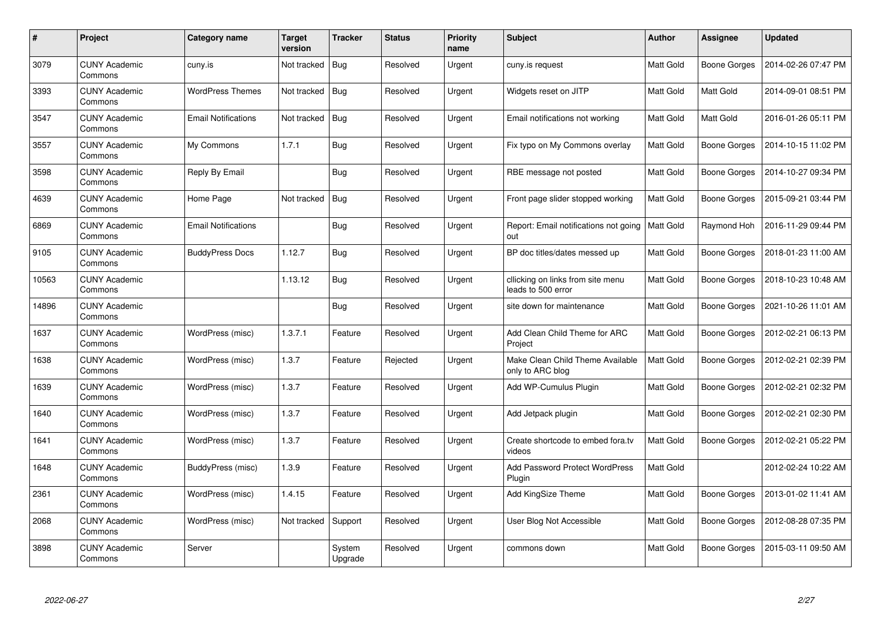| # | Project | Category name | Target version | Tracker | Status | Priority name | Subject | Author | Assignee | Updated |
|---|---|---|---|---|---|---|---|---|---|---|
| 3079 | CUNY Academic Commons | cuny.is | Not tracked | Bug | Resolved | Urgent | cuny.is request | Matt Gold | Boone Gorges | 2014-02-26 07:47 PM |
| 3393 | CUNY Academic Commons | WordPress Themes | Not tracked | Bug | Resolved | Urgent | Widgets reset on JITP | Matt Gold | Matt Gold | 2014-09-01 08:51 PM |
| 3547 | CUNY Academic Commons | Email Notifications | Not tracked | Bug | Resolved | Urgent | Email notifications not working | Matt Gold | Matt Gold | 2016-01-26 05:11 PM |
| 3557 | CUNY Academic Commons | My Commons | 1.7.1 | Bug | Resolved | Urgent | Fix typo on My Commons overlay | Matt Gold | Boone Gorges | 2014-10-15 11:02 PM |
| 3598 | CUNY Academic Commons | Reply By Email | | Bug | Resolved | Urgent | RBE message not posted | Matt Gold | Boone Gorges | 2014-10-27 09:34 PM |
| 4639 | CUNY Academic Commons | Home Page | Not tracked | Bug | Resolved | Urgent | Front page slider stopped working | Matt Gold | Boone Gorges | 2015-09-21 03:44 PM |
| 6869 | CUNY Academic Commons | Email Notifications | | Bug | Resolved | Urgent | Report: Email notifications not going out | Matt Gold | Raymond Hoh | 2016-11-29 09:44 PM |
| 9105 | CUNY Academic Commons | BuddyPress Docs | 1.12.7 | Bug | Resolved | Urgent | BP doc titles/dates messed up | Matt Gold | Boone Gorges | 2018-01-23 11:00 AM |
| 10563 | CUNY Academic Commons | | 1.13.12 | Bug | Resolved | Urgent | cllicking on links from site menu leads to 500 error | Matt Gold | Boone Gorges | 2018-10-23 10:48 AM |
| 14896 | CUNY Academic Commons | | | Bug | Resolved | Urgent | site down for maintenance | Matt Gold | Boone Gorges | 2021-10-26 11:01 AM |
| 1637 | CUNY Academic Commons | WordPress (misc) | 1.3.7.1 | Feature | Resolved | Urgent | Add Clean Child Theme for ARC Project | Matt Gold | Boone Gorges | 2012-02-21 06:13 PM |
| 1638 | CUNY Academic Commons | WordPress (misc) | 1.3.7 | Feature | Rejected | Urgent | Make Clean Child Theme Available only to ARC blog | Matt Gold | Boone Gorges | 2012-02-21 02:39 PM |
| 1639 | CUNY Academic Commons | WordPress (misc) | 1.3.7 | Feature | Resolved | Urgent | Add WP-Cumulus Plugin | Matt Gold | Boone Gorges | 2012-02-21 02:32 PM |
| 1640 | CUNY Academic Commons | WordPress (misc) | 1.3.7 | Feature | Resolved | Urgent | Add Jetpack plugin | Matt Gold | Boone Gorges | 2012-02-21 02:30 PM |
| 1641 | CUNY Academic Commons | WordPress (misc) | 1.3.7 | Feature | Resolved | Urgent | Create shortcode to embed fora.tv videos | Matt Gold | Boone Gorges | 2012-02-21 05:22 PM |
| 1648 | CUNY Academic Commons | BuddyPress (misc) | 1.3.9 | Feature | Resolved | Urgent | Add Password Protect WordPress Plugin | Matt Gold | | 2012-02-24 10:22 AM |
| 2361 | CUNY Academic Commons | WordPress (misc) | 1.4.15 | Feature | Resolved | Urgent | Add KingSize Theme | Matt Gold | Boone Gorges | 2013-01-02 11:41 AM |
| 2068 | CUNY Academic Commons | WordPress (misc) | Not tracked | Support | Resolved | Urgent | User Blog Not Accessible | Matt Gold | Boone Gorges | 2012-08-28 07:35 PM |
| 3898 | CUNY Academic Commons | Server | | System Upgrade | Resolved | Urgent | commons down | Matt Gold | Boone Gorges | 2015-03-11 09:50 AM |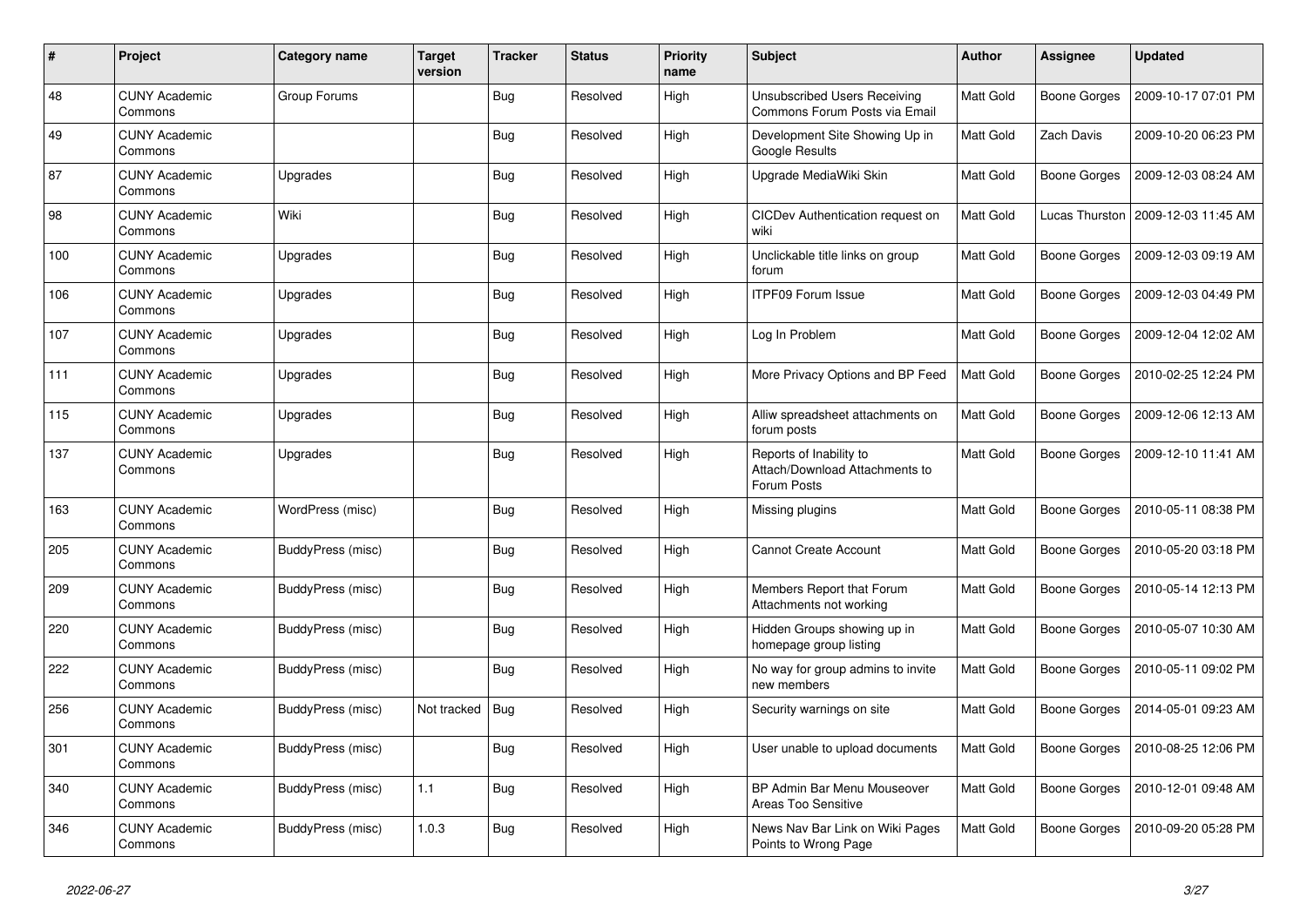| # | Project | Category name | Target version | Tracker | Status | Priority name | Subject | Author | Assignee | Updated |
|---|---|---|---|---|---|---|---|---|---|---|
| 48 | CUNY Academic Commons | Group Forums | | Bug | Resolved | High | Unsubscribed Users Receiving Commons Forum Posts via Email | Matt Gold | Boone Gorges | 2009-10-17 07:01 PM |
| 49 | CUNY Academic Commons | | | Bug | Resolved | High | Development Site Showing Up in Google Results | Matt Gold | Zach Davis | 2009-10-20 06:23 PM |
| 87 | CUNY Academic Commons | Upgrades | | Bug | Resolved | High | Upgrade MediaWiki Skin | Matt Gold | Boone Gorges | 2009-12-03 08:24 AM |
| 98 | CUNY Academic Commons | Wiki | | Bug | Resolved | High | CICDev Authentication request on wiki | Matt Gold | Lucas Thurston | 2009-12-03 11:45 AM |
| 100 | CUNY Academic Commons | Upgrades | | Bug | Resolved | High | Unclickable title links on group forum | Matt Gold | Boone Gorges | 2009-12-03 09:19 AM |
| 106 | CUNY Academic Commons | Upgrades | | Bug | Resolved | High | ITPF09 Forum Issue | Matt Gold | Boone Gorges | 2009-12-03 04:49 PM |
| 107 | CUNY Academic Commons | Upgrades | | Bug | Resolved | High | Log In Problem | Matt Gold | Boone Gorges | 2009-12-04 12:02 AM |
| 111 | CUNY Academic Commons | Upgrades | | Bug | Resolved | High | More Privacy Options and BP Feed | Matt Gold | Boone Gorges | 2010-02-25 12:24 PM |
| 115 | CUNY Academic Commons | Upgrades | | Bug | Resolved | High | Alliw spreadsheet attachments on forum posts | Matt Gold | Boone Gorges | 2009-12-06 12:13 AM |
| 137 | CUNY Academic Commons | Upgrades | | Bug | Resolved | High | Reports of Inability to Attach/Download Attachments to Forum Posts | Matt Gold | Boone Gorges | 2009-12-10 11:41 AM |
| 163 | CUNY Academic Commons | WordPress (misc) | | Bug | Resolved | High | Missing plugins | Matt Gold | Boone Gorges | 2010-05-11 08:38 PM |
| 205 | CUNY Academic Commons | BuddyPress (misc) | | Bug | Resolved | High | Cannot Create Account | Matt Gold | Boone Gorges | 2010-05-20 03:18 PM |
| 209 | CUNY Academic Commons | BuddyPress (misc) | | Bug | Resolved | High | Members Report that Forum Attachments not working | Matt Gold | Boone Gorges | 2010-05-14 12:13 PM |
| 220 | CUNY Academic Commons | BuddyPress (misc) | | Bug | Resolved | High | Hidden Groups showing up in homepage group listing | Matt Gold | Boone Gorges | 2010-05-07 10:30 AM |
| 222 | CUNY Academic Commons | BuddyPress (misc) | | Bug | Resolved | High | No way for group admins to invite new members | Matt Gold | Boone Gorges | 2010-05-11 09:02 PM |
| 256 | CUNY Academic Commons | BuddyPress (misc) | Not tracked | Bug | Resolved | High | Security warnings on site | Matt Gold | Boone Gorges | 2014-05-01 09:23 AM |
| 301 | CUNY Academic Commons | BuddyPress (misc) | | Bug | Resolved | High | User unable to upload documents | Matt Gold | Boone Gorges | 2010-08-25 12:06 PM |
| 340 | CUNY Academic Commons | BuddyPress (misc) | 1.1 | Bug | Resolved | High | BP Admin Bar Menu Mouseover Areas Too Sensitive | Matt Gold | Boone Gorges | 2010-12-01 09:48 AM |
| 346 | CUNY Academic Commons | BuddyPress (misc) | 1.0.3 | Bug | Resolved | High | News Nav Bar Link on Wiki Pages Points to Wrong Page | Matt Gold | Boone Gorges | 2010-09-20 05:28 PM |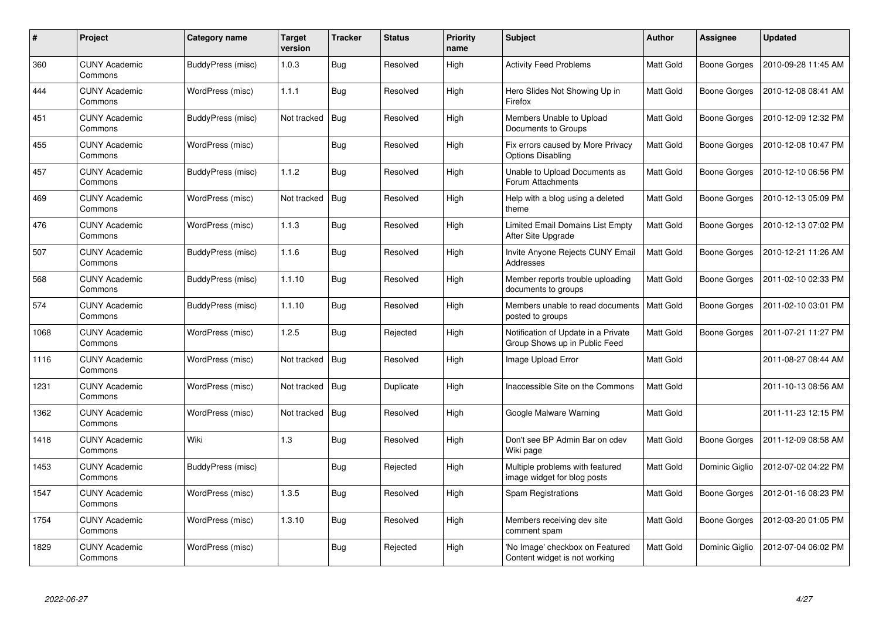| # | Project | Category name | Target version | Tracker | Status | Priority name | Subject | Author | Assignee | Updated |
|---|---|---|---|---|---|---|---|---|---|---|
| 360 | CUNY Academic Commons | BuddyPress (misc) | 1.0.3 | Bug | Resolved | High | Activity Feed Problems | Matt Gold | Boone Gorges | 2010-09-28 11:45 AM |
| 444 | CUNY Academic Commons | WordPress (misc) | 1.1.1 | Bug | Resolved | High | Hero Slides Not Showing Up in Firefox | Matt Gold | Boone Gorges | 2010-12-08 08:41 AM |
| 451 | CUNY Academic Commons | BuddyPress (misc) | Not tracked | Bug | Resolved | High | Members Unable to Upload Documents to Groups | Matt Gold | Boone Gorges | 2010-12-09 12:32 PM |
| 455 | CUNY Academic Commons | WordPress (misc) | | Bug | Resolved | High | Fix errors caused by More Privacy Options Disabling | Matt Gold | Boone Gorges | 2010-12-08 10:47 PM |
| 457 | CUNY Academic Commons | BuddyPress (misc) | 1.1.2 | Bug | Resolved | High | Unable to Upload Documents as Forum Attachments | Matt Gold | Boone Gorges | 2010-12-10 06:56 PM |
| 469 | CUNY Academic Commons | WordPress (misc) | Not tracked | Bug | Resolved | High | Help with a blog using a deleted theme | Matt Gold | Boone Gorges | 2010-12-13 05:09 PM |
| 476 | CUNY Academic Commons | WordPress (misc) | 1.1.3 | Bug | Resolved | High | Limited Email Domains List Empty After Site Upgrade | Matt Gold | Boone Gorges | 2010-12-13 07:02 PM |
| 507 | CUNY Academic Commons | BuddyPress (misc) | 1.1.6 | Bug | Resolved | High | Invite Anyone Rejects CUNY Email Addresses | Matt Gold | Boone Gorges | 2010-12-21 11:26 AM |
| 568 | CUNY Academic Commons | BuddyPress (misc) | 1.1.10 | Bug | Resolved | High | Member reports trouble uploading documents to groups | Matt Gold | Boone Gorges | 2011-02-10 02:33 PM |
| 574 | CUNY Academic Commons | BuddyPress (misc) | 1.1.10 | Bug | Resolved | High | Members unable to read documents posted to groups | Matt Gold | Boone Gorges | 2011-02-10 03:01 PM |
| 1068 | CUNY Academic Commons | WordPress (misc) | 1.2.5 | Bug | Rejected | High | Notification of Update in a Private Group Shows up in Public Feed | Matt Gold | Boone Gorges | 2011-07-21 11:27 PM |
| 1116 | CUNY Academic Commons | WordPress (misc) | Not tracked | Bug | Resolved | High | Image Upload Error | Matt Gold | | 2011-08-27 08:44 AM |
| 1231 | CUNY Academic Commons | WordPress (misc) | Not tracked | Bug | Duplicate | High | Inaccessible Site on the Commons | Matt Gold | | 2011-10-13 08:56 AM |
| 1362 | CUNY Academic Commons | WordPress (misc) | Not tracked | Bug | Resolved | High | Google Malware Warning | Matt Gold | | 2011-11-23 12:15 PM |
| 1418 | CUNY Academic Commons | Wiki | 1.3 | Bug | Resolved | High | Don't see BP Admin Bar on cdev Wiki page | Matt Gold | Boone Gorges | 2011-12-09 08:58 AM |
| 1453 | CUNY Academic Commons | BuddyPress (misc) | | Bug | Rejected | High | Multiple problems with featured image widget for blog posts | Matt Gold | Dominic Giglio | 2012-07-02 04:22 PM |
| 1547 | CUNY Academic Commons | WordPress (misc) | 1.3.5 | Bug | Resolved | High | Spam Registrations | Matt Gold | Boone Gorges | 2012-01-16 08:23 PM |
| 1754 | CUNY Academic Commons | WordPress (misc) | 1.3.10 | Bug | Resolved | High | Members receiving dev site comment spam | Matt Gold | Boone Gorges | 2012-03-20 01:05 PM |
| 1829 | CUNY Academic Commons | WordPress (misc) | | Bug | Rejected | High | 'No Image' checkbox on Featured Content widget is not working | Matt Gold | Dominic Giglio | 2012-07-04 06:02 PM |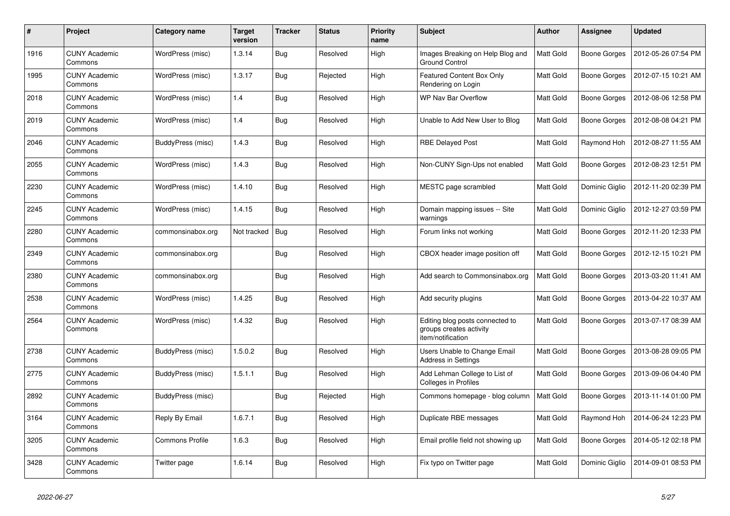| # | Project | Category name | Target version | Tracker | Status | Priority name | Subject | Author | Assignee | Updated |
|---|---|---|---|---|---|---|---|---|---|---|
| 1916 | CUNY Academic Commons | WordPress (misc) | 1.3.14 | Bug | Resolved | High | Images Breaking on Help Blog and Ground Control | Matt Gold | Boone Gorges | 2012-05-26 07:54 PM |
| 1995 | CUNY Academic Commons | WordPress (misc) | 1.3.17 | Bug | Rejected | High | Featured Content Box Only Rendering on Login | Matt Gold | Boone Gorges | 2012-07-15 10:21 AM |
| 2018 | CUNY Academic Commons | WordPress (misc) | 1.4 | Bug | Resolved | High | WP Nav Bar Overflow | Matt Gold | Boone Gorges | 2012-08-06 12:58 PM |
| 2019 | CUNY Academic Commons | WordPress (misc) | 1.4 | Bug | Resolved | High | Unable to Add New User to Blog | Matt Gold | Boone Gorges | 2012-08-08 04:21 PM |
| 2046 | CUNY Academic Commons | BuddyPress (misc) | 1.4.3 | Bug | Resolved | High | RBE Delayed Post | Matt Gold | Raymond Hoh | 2012-08-27 11:55 AM |
| 2055 | CUNY Academic Commons | WordPress (misc) | 1.4.3 | Bug | Resolved | High | Non-CUNY Sign-Ups not enabled | Matt Gold | Boone Gorges | 2012-08-23 12:51 PM |
| 2230 | CUNY Academic Commons | WordPress (misc) | 1.4.10 | Bug | Resolved | High | MESTC page scrambled | Matt Gold | Dominic Giglio | 2012-11-20 02:39 PM |
| 2245 | CUNY Academic Commons | WordPress (misc) | 1.4.15 | Bug | Resolved | High | Domain mapping issues -- Site warnings | Matt Gold | Dominic Giglio | 2012-12-27 03:59 PM |
| 2280 | CUNY Academic Commons | commonsinabox.org | Not tracked | Bug | Resolved | High | Forum links not working | Matt Gold | Boone Gorges | 2012-11-20 12:33 PM |
| 2349 | CUNY Academic Commons | commonsinabox.org | | Bug | Resolved | High | CBOX header image position off | Matt Gold | Boone Gorges | 2012-12-15 10:21 PM |
| 2380 | CUNY Academic Commons | commonsinabox.org | | Bug | Resolved | High | Add search to Commonsinabox.org | Matt Gold | Boone Gorges | 2013-03-20 11:41 AM |
| 2538 | CUNY Academic Commons | WordPress (misc) | 1.4.25 | Bug | Resolved | High | Add security plugins | Matt Gold | Boone Gorges | 2013-04-22 10:37 AM |
| 2564 | CUNY Academic Commons | WordPress (misc) | 1.4.32 | Bug | Resolved | High | Editing blog posts connected to groups creates activity item/notification | Matt Gold | Boone Gorges | 2013-07-17 08:39 AM |
| 2738 | CUNY Academic Commons | BuddyPress (misc) | 1.5.0.2 | Bug | Resolved | High | Users Unable to Change Email Address in Settings | Matt Gold | Boone Gorges | 2013-08-28 09:05 PM |
| 2775 | CUNY Academic Commons | BuddyPress (misc) | 1.5.1.1 | Bug | Resolved | High | Add Lehman College to List of Colleges in Profiles | Matt Gold | Boone Gorges | 2013-09-06 04:40 PM |
| 2892 | CUNY Academic Commons | BuddyPress (misc) | | Bug | Rejected | High | Commons homepage - blog column | Matt Gold | Boone Gorges | 2013-11-14 01:00 PM |
| 3164 | CUNY Academic Commons | Reply By Email | 1.6.7.1 | Bug | Resolved | High | Duplicate RBE messages | Matt Gold | Raymond Hoh | 2014-06-24 12:23 PM |
| 3205 | CUNY Academic Commons | Commons Profile | 1.6.3 | Bug | Resolved | High | Email profile field not showing up | Matt Gold | Boone Gorges | 2014-05-12 02:18 PM |
| 3428 | CUNY Academic Commons | Twitter page | 1.6.14 | Bug | Resolved | High | Fix typo on Twitter page | Matt Gold | Dominic Giglio | 2014-09-01 08:53 PM |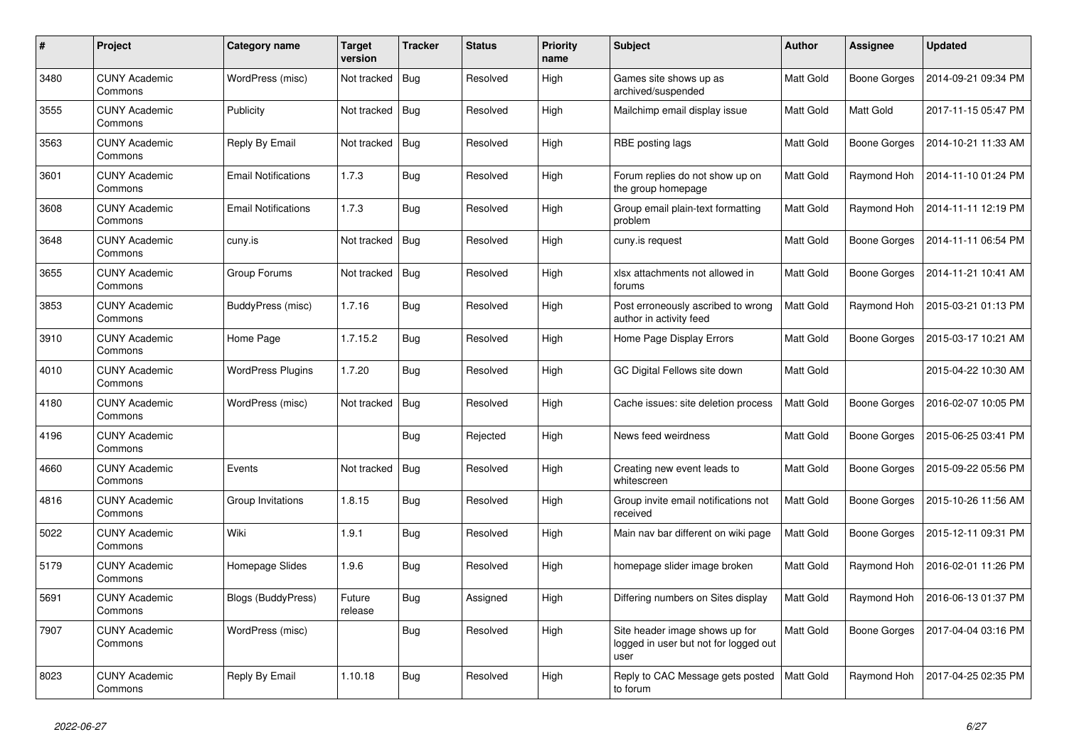| # | Project | Category name | Target version | Tracker | Status | Priority name | Subject | Author | Assignee | Updated |
|---|---|---|---|---|---|---|---|---|---|---|
| 3480 | CUNY Academic Commons | WordPress (misc) | Not tracked | Bug | Resolved | High | Games site shows up as archived/suspended | Matt Gold | Boone Gorges | 2014-09-21 09:34 PM |
| 3555 | CUNY Academic Commons | Publicity | Not tracked | Bug | Resolved | High | Mailchimp email display issue | Matt Gold | Matt Gold | 2017-11-15 05:47 PM |
| 3563 | CUNY Academic Commons | Reply By Email | Not tracked | Bug | Resolved | High | RBE posting lags | Matt Gold | Boone Gorges | 2014-10-21 11:33 AM |
| 3601 | CUNY Academic Commons | Email Notifications | 1.7.3 | Bug | Resolved | High | Forum replies do not show up on the group homepage | Matt Gold | Raymond Hoh | 2014-11-10 01:24 PM |
| 3608 | CUNY Academic Commons | Email Notifications | 1.7.3 | Bug | Resolved | High | Group email plain-text formatting problem | Matt Gold | Raymond Hoh | 2014-11-11 12:19 PM |
| 3648 | CUNY Academic Commons | cuny.is | Not tracked | Bug | Resolved | High | cuny.is request | Matt Gold | Boone Gorges | 2014-11-11 06:54 PM |
| 3655 | CUNY Academic Commons | Group Forums | Not tracked | Bug | Resolved | High | xlsx attachments not allowed in forums | Matt Gold | Boone Gorges | 2014-11-21 10:41 AM |
| 3853 | CUNY Academic Commons | BuddyPress (misc) | 1.7.16 | Bug | Resolved | High | Post erroneously ascribed to wrong author in activity feed | Matt Gold | Raymond Hoh | 2015-03-21 01:13 PM |
| 3910 | CUNY Academic Commons | Home Page | 1.7.15.2 | Bug | Resolved | High | Home Page Display Errors | Matt Gold | Boone Gorges | 2015-03-17 10:21 AM |
| 4010 | CUNY Academic Commons | WordPress Plugins | 1.7.20 | Bug | Resolved | High | GC Digital Fellows site down | Matt Gold | | 2015-04-22 10:30 AM |
| 4180 | CUNY Academic Commons | WordPress (misc) | Not tracked | Bug | Resolved | High | Cache issues: site deletion process | Matt Gold | Boone Gorges | 2016-02-07 10:05 PM |
| 4196 | CUNY Academic Commons | | | Bug | Rejected | High | News feed weirdness | Matt Gold | Boone Gorges | 2015-06-25 03:41 PM |
| 4660 | CUNY Academic Commons | Events | Not tracked | Bug | Resolved | High | Creating new event leads to whitescreen | Matt Gold | Boone Gorges | 2015-09-22 05:56 PM |
| 4816 | CUNY Academic Commons | Group Invitations | 1.8.15 | Bug | Resolved | High | Group invite email notifications not received | Matt Gold | Boone Gorges | 2015-10-26 11:56 AM |
| 5022 | CUNY Academic Commons | Wiki | 1.9.1 | Bug | Resolved | High | Main nav bar different on wiki page | Matt Gold | Boone Gorges | 2015-12-11 09:31 PM |
| 5179 | CUNY Academic Commons | Homepage Slides | 1.9.6 | Bug | Resolved | High | homepage slider image broken | Matt Gold | Raymond Hoh | 2016-02-01 11:26 PM |
| 5691 | CUNY Academic Commons | Blogs (BuddyPress) | Future release | Bug | Assigned | High | Differing numbers on Sites display | Matt Gold | Raymond Hoh | 2016-06-13 01:37 PM |
| 7907 | CUNY Academic Commons | WordPress (misc) | | Bug | Resolved | High | Site header image shows up for logged in user but not for logged out user | Matt Gold | Boone Gorges | 2017-04-04 03:16 PM |
| 8023 | CUNY Academic Commons | Reply By Email | 1.10.18 | Bug | Resolved | High | Reply to CAC Message gets posted to forum | Matt Gold | Raymond Hoh | 2017-04-25 02:35 PM |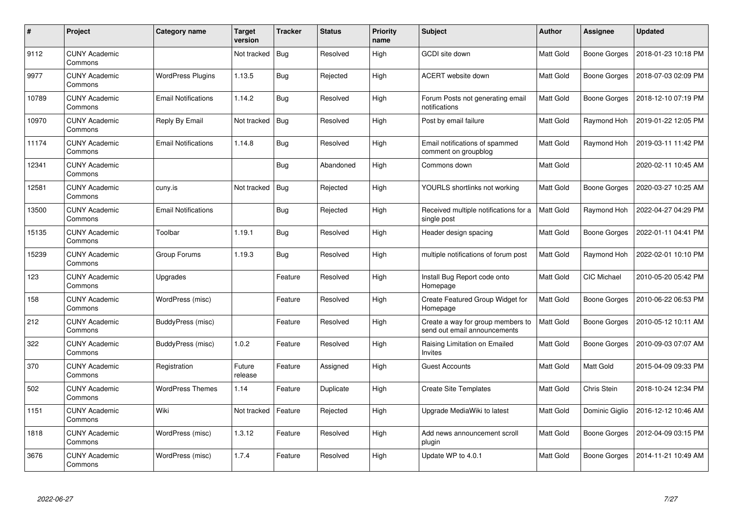| # | Project | Category name | Target version | Tracker | Status | Priority name | Subject | Author | Assignee | Updated |
|---|---|---|---|---|---|---|---|---|---|---|
| 9112 | CUNY Academic Commons | | Not tracked | Bug | Resolved | High | GCDI site down | Matt Gold | Boone Gorges | 2018-01-23 10:18 PM |
| 9977 | CUNY Academic Commons | WordPress Plugins | 1.13.5 | Bug | Rejected | High | ACERT website down | Matt Gold | Boone Gorges | 2018-07-03 02:09 PM |
| 10789 | CUNY Academic Commons | Email Notifications | 1.14.2 | Bug | Resolved | High | Forum Posts not generating email notifications | Matt Gold | Boone Gorges | 2018-12-10 07:19 PM |
| 10970 | CUNY Academic Commons | Reply By Email | Not tracked | Bug | Resolved | High | Post by email failure | Matt Gold | Raymond Hoh | 2019-01-22 12:05 PM |
| 11174 | CUNY Academic Commons | Email Notifications | 1.14.8 | Bug | Resolved | High | Email notifications of spammed comment on groupblog | Matt Gold | Raymond Hoh | 2019-03-11 11:42 PM |
| 12341 | CUNY Academic Commons | | | Bug | Abandoned | High | Commons down | Matt Gold | | 2020-02-11 10:45 AM |
| 12581 | CUNY Academic Commons | cuny.is | Not tracked | Bug | Rejected | High | YOURLS shortlinks not working | Matt Gold | Boone Gorges | 2020-03-27 10:25 AM |
| 13500 | CUNY Academic Commons | Email Notifications | | Bug | Rejected | High | Received multiple notifications for a single post | Matt Gold | Raymond Hoh | 2022-04-27 04:29 PM |
| 15135 | CUNY Academic Commons | Toolbar | 1.19.1 | Bug | Resolved | High | Header design spacing | Matt Gold | Boone Gorges | 2022-01-11 04:41 PM |
| 15239 | CUNY Academic Commons | Group Forums | 1.19.3 | Bug | Resolved | High | multiple notifications of forum post | Matt Gold | Raymond Hoh | 2022-02-01 10:10 PM |
| 123 | CUNY Academic Commons | Upgrades | | Feature | Resolved | High | Install Bug Report code onto Homepage | Matt Gold | CIC Michael | 2010-05-20 05:42 PM |
| 158 | CUNY Academic Commons | WordPress (misc) | | Feature | Resolved | High | Create Featured Group Widget for Homepage | Matt Gold | Boone Gorges | 2010-06-22 06:53 PM |
| 212 | CUNY Academic Commons | BuddyPress (misc) | | Feature | Resolved | High | Create a way for group members to send out email announcements | Matt Gold | Boone Gorges | 2010-05-12 10:11 AM |
| 322 | CUNY Academic Commons | BuddyPress (misc) | 1.0.2 | Feature | Resolved | High | Raising Limitation on Emailed Invites | Matt Gold | Boone Gorges | 2010-09-03 07:07 AM |
| 370 | CUNY Academic Commons | Registration | Future release | Feature | Assigned | High | Guest Accounts | Matt Gold | Matt Gold | 2015-04-09 09:33 PM |
| 502 | CUNY Academic Commons | WordPress Themes | 1.14 | Feature | Duplicate | High | Create Site Templates | Matt Gold | Chris Stein | 2018-10-24 12:34 PM |
| 1151 | CUNY Academic Commons | Wiki | Not tracked | Feature | Rejected | High | Upgrade MediaWiki to latest | Matt Gold | Dominic Giglio | 2016-12-12 10:46 AM |
| 1818 | CUNY Academic Commons | WordPress (misc) | 1.3.12 | Feature | Resolved | High | Add news announcement scroll plugin | Matt Gold | Boone Gorges | 2012-04-09 03:15 PM |
| 3676 | CUNY Academic Commons | WordPress (misc) | 1.7.4 | Feature | Resolved | High | Update WP to 4.0.1 | Matt Gold | Boone Gorges | 2014-11-21 10:49 AM |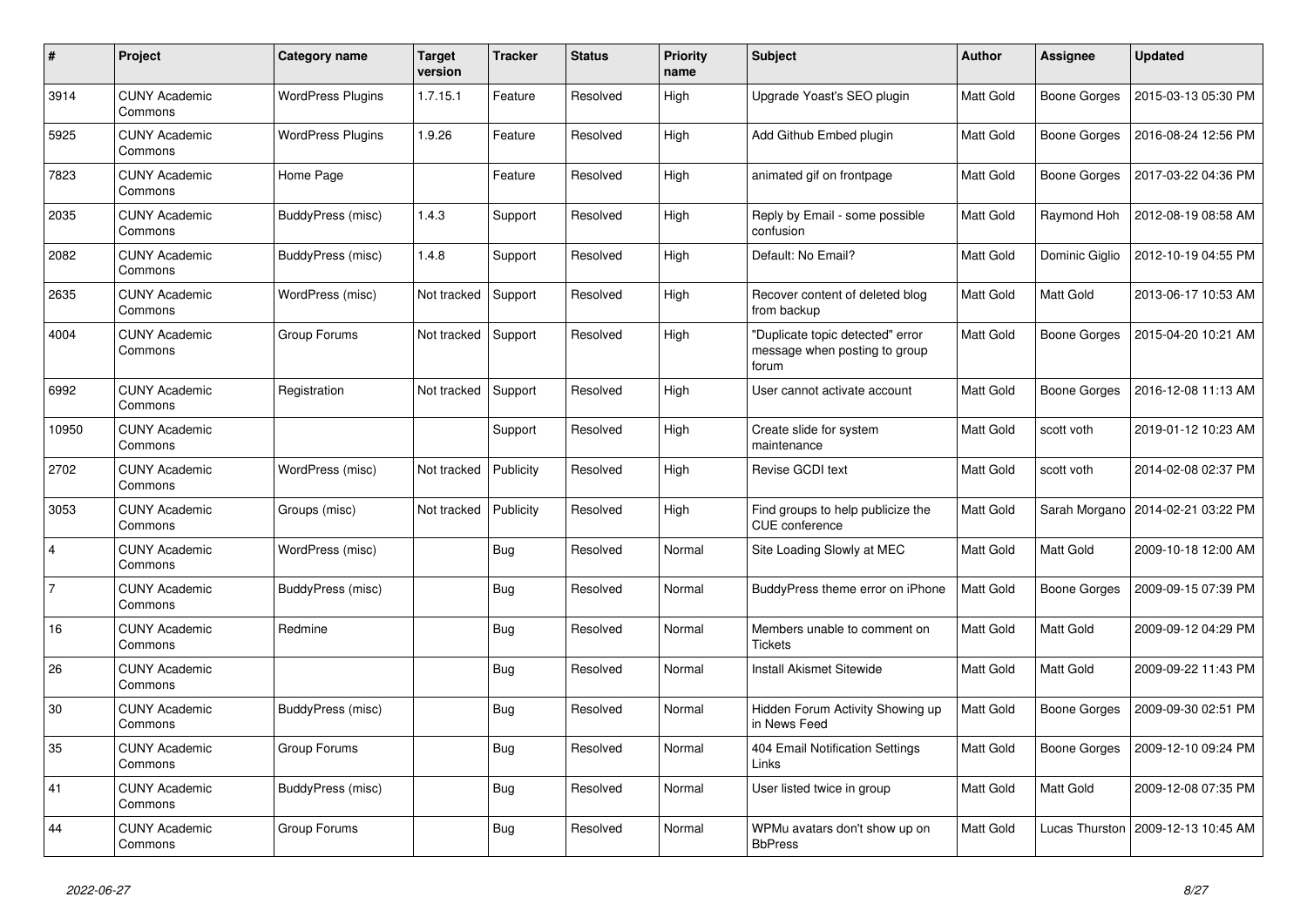| # | Project | Category name | Target version | Tracker | Status | Priority name | Subject | Author | Assignee | Updated |
|---|---|---|---|---|---|---|---|---|---|---|
| 3914 | CUNY Academic Commons | WordPress Plugins | 1.7.15.1 | Feature | Resolved | High | Upgrade Yoast's SEO plugin | Matt Gold | Boone Gorges | 2015-03-13 05:30 PM |
| 5925 | CUNY Academic Commons | WordPress Plugins | 1.9.26 | Feature | Resolved | High | Add Github Embed plugin | Matt Gold | Boone Gorges | 2016-08-24 12:56 PM |
| 7823 | CUNY Academic Commons | Home Page | | Feature | Resolved | High | animated gif on frontpage | Matt Gold | Boone Gorges | 2017-03-22 04:36 PM |
| 2035 | CUNY Academic Commons | BuddyPress (misc) | 1.4.3 | Support | Resolved | High | Reply by Email - some possible confusion | Matt Gold | Raymond Hoh | 2012-08-19 08:58 AM |
| 2082 | CUNY Academic Commons | BuddyPress (misc) | 1.4.8 | Support | Resolved | High | Default: No Email? | Matt Gold | Dominic Giglio | 2012-10-19 04:55 PM |
| 2635 | CUNY Academic Commons | WordPress (misc) | Not tracked | Support | Resolved | High | Recover content of deleted blog from backup | Matt Gold | Matt Gold | 2013-06-17 10:53 AM |
| 4004 | CUNY Academic Commons | Group Forums | Not tracked | Support | Resolved | High | "Duplicate topic detected" error message when posting to group forum | Matt Gold | Boone Gorges | 2015-04-20 10:21 AM |
| 6992 | CUNY Academic Commons | Registration | Not tracked | Support | Resolved | High | User cannot activate account | Matt Gold | Boone Gorges | 2016-12-08 11:13 AM |
| 10950 | CUNY Academic Commons | | | Support | Resolved | High | Create slide for system maintenance | Matt Gold | scott voth | 2019-01-12 10:23 AM |
| 2702 | CUNY Academic Commons | WordPress (misc) | Not tracked | Publicity | Resolved | High | Revise GCDI text | Matt Gold | scott voth | 2014-02-08 02:37 PM |
| 3053 | CUNY Academic Commons | Groups (misc) | Not tracked | Publicity | Resolved | High | Find groups to help publicize the CUE conference | Matt Gold | Sarah Morgano | 2014-02-21 03:22 PM |
| 4 | CUNY Academic Commons | WordPress (misc) | | Bug | Resolved | Normal | Site Loading Slowly at MEC | Matt Gold | Matt Gold | 2009-10-18 12:00 AM |
| 7 | CUNY Academic Commons | BuddyPress (misc) | | Bug | Resolved | Normal | BuddyPress theme error on iPhone | Matt Gold | Boone Gorges | 2009-09-15 07:39 PM |
| 16 | CUNY Academic Commons | Redmine | | Bug | Resolved | Normal | Members unable to comment on Tickets | Matt Gold | Matt Gold | 2009-09-12 04:29 PM |
| 26 | CUNY Academic Commons | | | Bug | Resolved | Normal | Install Akismet Sitewide | Matt Gold | Matt Gold | 2009-09-22 11:43 PM |
| 30 | CUNY Academic Commons | BuddyPress (misc) | | Bug | Resolved | Normal | Hidden Forum Activity Showing up in News Feed | Matt Gold | Boone Gorges | 2009-09-30 02:51 PM |
| 35 | CUNY Academic Commons | Group Forums | | Bug | Resolved | Normal | 404 Email Notification Settings Links | Matt Gold | Boone Gorges | 2009-12-10 09:24 PM |
| 41 | CUNY Academic Commons | BuddyPress (misc) | | Bug | Resolved | Normal | User listed twice in group | Matt Gold | Matt Gold | 2009-12-08 07:35 PM |
| 44 | CUNY Academic Commons | Group Forums | | Bug | Resolved | Normal | WPMu avatars don't show up on BbPress | Matt Gold | Lucas Thurston | 2009-12-13 10:45 AM |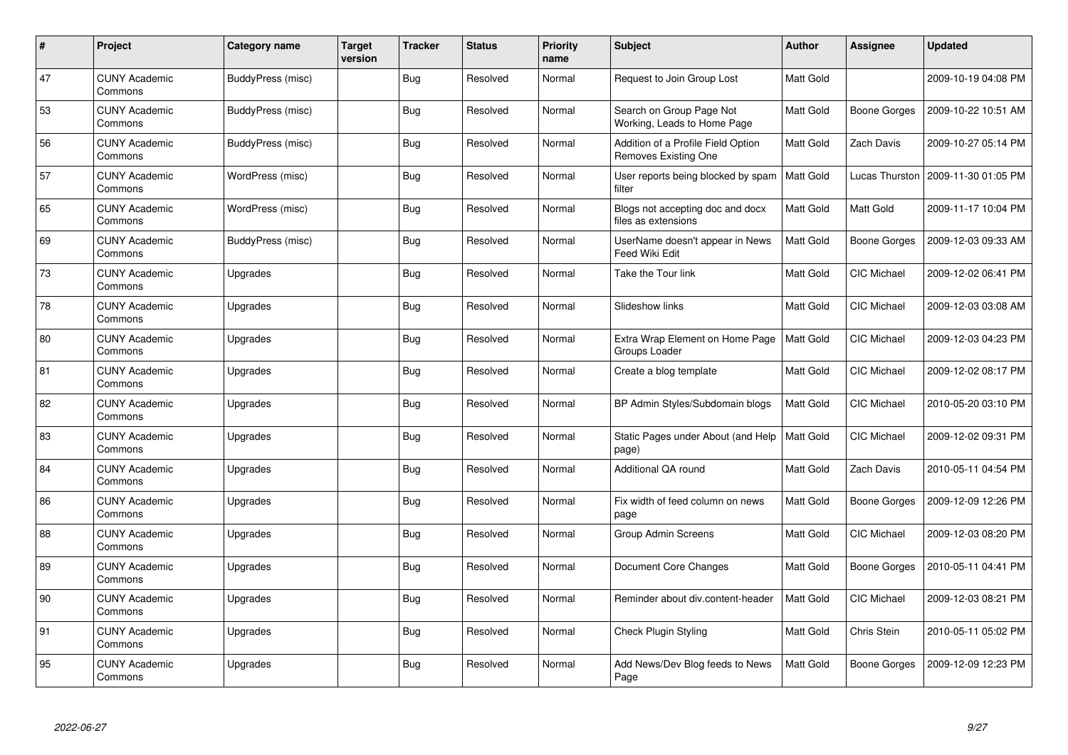| # | Project | Category name | Target version | Tracker | Status | Priority name | Subject | Author | Assignee | Updated |
|---|---|---|---|---|---|---|---|---|---|---|
| 47 | CUNY Academic Commons | BuddyPress (misc) | | Bug | Resolved | Normal | Request to Join Group Lost | Matt Gold | | 2009-10-19 04:08 PM |
| 53 | CUNY Academic Commons | BuddyPress (misc) | | Bug | Resolved | Normal | Search on Group Page Not Working, Leads to Home Page | Matt Gold | Boone Gorges | 2009-10-22 10:51 AM |
| 56 | CUNY Academic Commons | BuddyPress (misc) | | Bug | Resolved | Normal | Addition of a Profile Field Option Removes Existing One | Matt Gold | Zach Davis | 2009-10-27 05:14 PM |
| 57 | CUNY Academic Commons | WordPress (misc) | | Bug | Resolved | Normal | User reports being blocked by spam filter | Matt Gold | Lucas Thurston | 2009-11-30 01:05 PM |
| 65 | CUNY Academic Commons | WordPress (misc) | | Bug | Resolved | Normal | Blogs not accepting doc and docx files as extensions | Matt Gold | Matt Gold | 2009-11-17 10:04 PM |
| 69 | CUNY Academic Commons | BuddyPress (misc) | | Bug | Resolved | Normal | UserName doesn't appear in News Feed Wiki Edit | Matt Gold | Boone Gorges | 2009-12-03 09:33 AM |
| 73 | CUNY Academic Commons | Upgrades | | Bug | Resolved | Normal | Take the Tour link | Matt Gold | CIC Michael | 2009-12-02 06:41 PM |
| 78 | CUNY Academic Commons | Upgrades | | Bug | Resolved | Normal | Slideshow links | Matt Gold | CIC Michael | 2009-12-03 03:08 AM |
| 80 | CUNY Academic Commons | Upgrades | | Bug | Resolved | Normal | Extra Wrap Element on Home Page Groups Loader | Matt Gold | CIC Michael | 2009-12-03 04:23 PM |
| 81 | CUNY Academic Commons | Upgrades | | Bug | Resolved | Normal | Create a blog template | Matt Gold | CIC Michael | 2009-12-02 08:17 PM |
| 82 | CUNY Academic Commons | Upgrades | | Bug | Resolved | Normal | BP Admin Styles/Subdomain blogs | Matt Gold | CIC Michael | 2010-05-20 03:10 PM |
| 83 | CUNY Academic Commons | Upgrades | | Bug | Resolved | Normal | Static Pages under About (and Help page) | Matt Gold | CIC Michael | 2009-12-02 09:31 PM |
| 84 | CUNY Academic Commons | Upgrades | | Bug | Resolved | Normal | Additional QA round | Matt Gold | Zach Davis | 2010-05-11 04:54 PM |
| 86 | CUNY Academic Commons | Upgrades | | Bug | Resolved | Normal | Fix width of feed column on news page | Matt Gold | Boone Gorges | 2009-12-09 12:26 PM |
| 88 | CUNY Academic Commons | Upgrades | | Bug | Resolved | Normal | Group Admin Screens | Matt Gold | CIC Michael | 2009-12-03 08:20 PM |
| 89 | CUNY Academic Commons | Upgrades | | Bug | Resolved | Normal | Document Core Changes | Matt Gold | Boone Gorges | 2010-05-11 04:41 PM |
| 90 | CUNY Academic Commons | Upgrades | | Bug | Resolved | Normal | Reminder about div.content-header | Matt Gold | CIC Michael | 2009-12-03 08:21 PM |
| 91 | CUNY Academic Commons | Upgrades | | Bug | Resolved | Normal | Check Plugin Styling | Matt Gold | Chris Stein | 2010-05-11 05:02 PM |
| 95 | CUNY Academic Commons | Upgrades | | Bug | Resolved | Normal | Add News/Dev Blog feeds to News Page | Matt Gold | Boone Gorges | 2009-12-09 12:23 PM |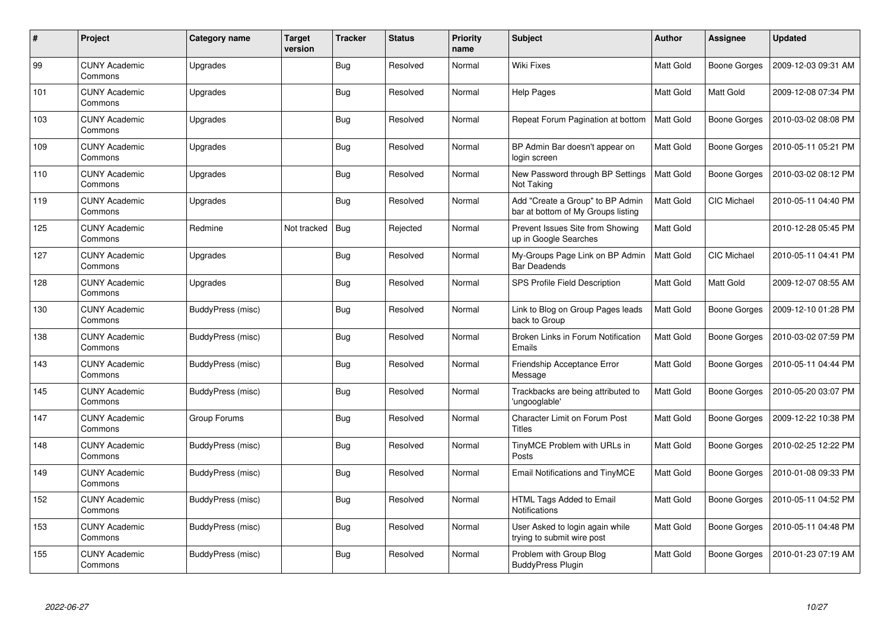| # | Project | Category name | Target version | Tracker | Status | Priority name | Subject | Author | Assignee | Updated |
|---|---|---|---|---|---|---|---|---|---|---|
| 99 | CUNY Academic Commons | Upgrades | | Bug | Resolved | Normal | Wiki Fixes | Matt Gold | Boone Gorges | 2009-12-03 09:31 AM |
| 101 | CUNY Academic Commons | Upgrades | | Bug | Resolved | Normal | Help Pages | Matt Gold | Matt Gold | 2009-12-08 07:34 PM |
| 103 | CUNY Academic Commons | Upgrades | | Bug | Resolved | Normal | Repeat Forum Pagination at bottom | Matt Gold | Boone Gorges | 2010-03-02 08:08 PM |
| 109 | CUNY Academic Commons | Upgrades | | Bug | Resolved | Normal | BP Admin Bar doesn't appear on login screen | Matt Gold | Boone Gorges | 2010-05-11 05:21 PM |
| 110 | CUNY Academic Commons | Upgrades | | Bug | Resolved | Normal | New Password through BP Settings Not Taking | Matt Gold | Boone Gorges | 2010-03-02 08:12 PM |
| 119 | CUNY Academic Commons | Upgrades | | Bug | Resolved | Normal | Add "Create a Group" to BP Admin bar at bottom of My Groups listing | Matt Gold | CIC Michael | 2010-05-11 04:40 PM |
| 125 | CUNY Academic Commons | Redmine | Not tracked | Bug | Rejected | Normal | Prevent Issues Site from Showing up in Google Searches | Matt Gold | | 2010-12-28 05:45 PM |
| 127 | CUNY Academic Commons | Upgrades | | Bug | Resolved | Normal | My-Groups Page Link on BP Admin Bar Deadends | Matt Gold | CIC Michael | 2010-05-11 04:41 PM |
| 128 | CUNY Academic Commons | Upgrades | | Bug | Resolved | Normal | SPS Profile Field Description | Matt Gold | Matt Gold | 2009-12-07 08:55 AM |
| 130 | CUNY Academic Commons | BuddyPress (misc) | | Bug | Resolved | Normal | Link to Blog on Group Pages leads back to Group | Matt Gold | Boone Gorges | 2009-12-10 01:28 PM |
| 138 | CUNY Academic Commons | BuddyPress (misc) | | Bug | Resolved | Normal | Broken Links in Forum Notification Emails | Matt Gold | Boone Gorges | 2010-03-02 07:59 PM |
| 143 | CUNY Academic Commons | BuddyPress (misc) | | Bug | Resolved | Normal | Friendship Acceptance Error Message | Matt Gold | Boone Gorges | 2010-05-11 04:44 PM |
| 145 | CUNY Academic Commons | BuddyPress (misc) | | Bug | Resolved | Normal | Trackbacks are being attributed to 'ungooglable' | Matt Gold | Boone Gorges | 2010-05-20 03:07 PM |
| 147 | CUNY Academic Commons | Group Forums | | Bug | Resolved | Normal | Character Limit on Forum Post Titles | Matt Gold | Boone Gorges | 2009-12-22 10:38 PM |
| 148 | CUNY Academic Commons | BuddyPress (misc) | | Bug | Resolved | Normal | TinyMCE Problem with URLs in Posts | Matt Gold | Boone Gorges | 2010-02-25 12:22 PM |
| 149 | CUNY Academic Commons | BuddyPress (misc) | | Bug | Resolved | Normal | Email Notifications and TinyMCE | Matt Gold | Boone Gorges | 2010-01-08 09:33 PM |
| 152 | CUNY Academic Commons | BuddyPress (misc) | | Bug | Resolved | Normal | HTML Tags Added to Email Notifications | Matt Gold | Boone Gorges | 2010-05-11 04:52 PM |
| 153 | CUNY Academic Commons | BuddyPress (misc) | | Bug | Resolved | Normal | User Asked to login again while trying to submit wire post | Matt Gold | Boone Gorges | 2010-05-11 04:48 PM |
| 155 | CUNY Academic Commons | BuddyPress (misc) | | Bug | Resolved | Normal | Problem with Group Blog BuddyPress Plugin | Matt Gold | Boone Gorges | 2010-01-23 07:19 AM |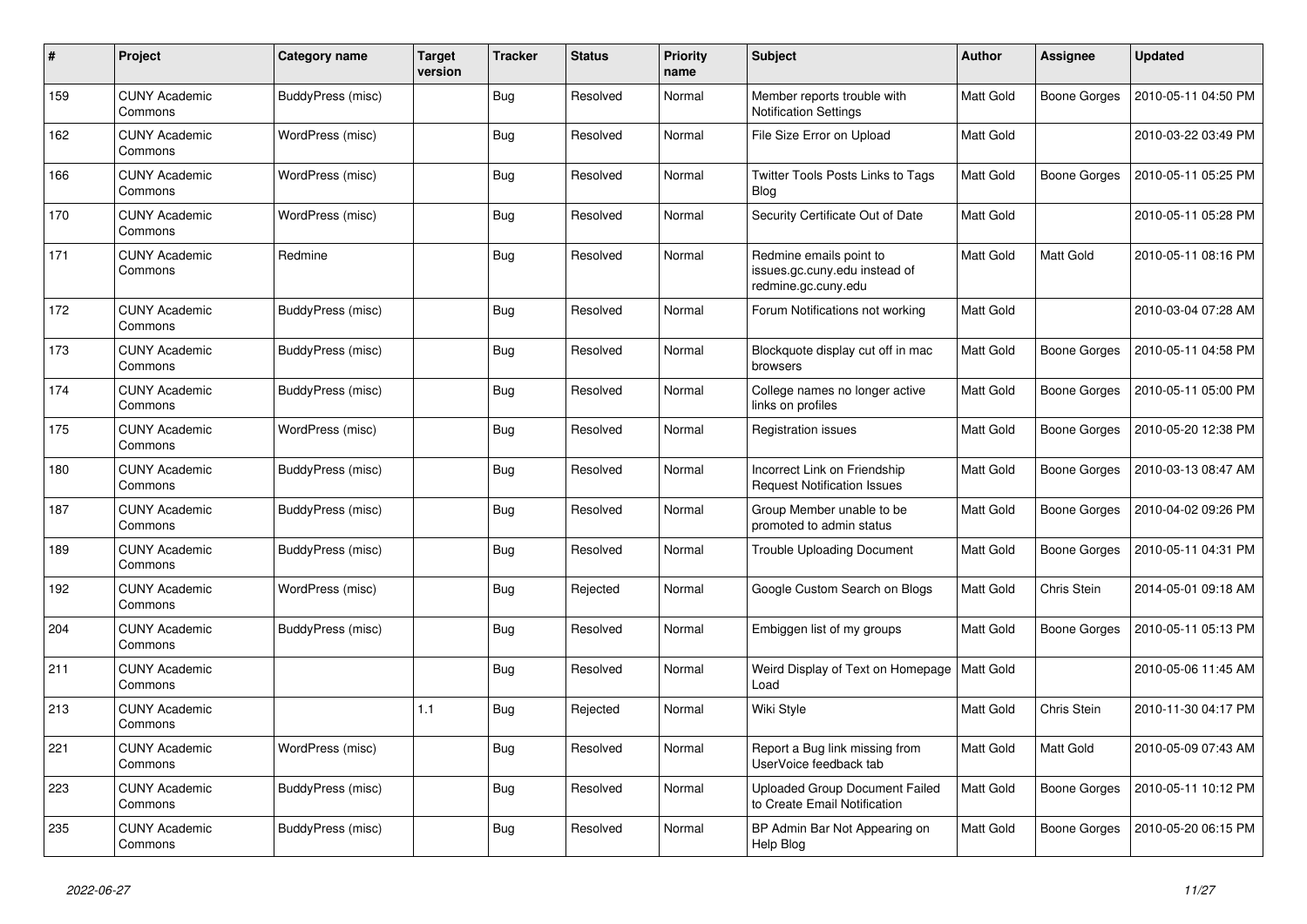| # | Project | Category name | Target version | Tracker | Status | Priority name | Subject | Author | Assignee | Updated |
|---|---|---|---|---|---|---|---|---|---|---|
| 159 | CUNY Academic Commons | BuddyPress (misc) | | Bug | Resolved | Normal | Member reports trouble with Notification Settings | Matt Gold | Boone Gorges | 2010-05-11 04:50 PM |
| 162 | CUNY Academic Commons | WordPress (misc) | | Bug | Resolved | Normal | File Size Error on Upload | Matt Gold | | 2010-03-22 03:49 PM |
| 166 | CUNY Academic Commons | WordPress (misc) | | Bug | Resolved | Normal | Twitter Tools Posts Links to Tags Blog | Matt Gold | Boone Gorges | 2010-05-11 05:25 PM |
| 170 | CUNY Academic Commons | WordPress (misc) | | Bug | Resolved | Normal | Security Certificate Out of Date | Matt Gold | | 2010-05-11 05:28 PM |
| 171 | CUNY Academic Commons | Redmine | | Bug | Resolved | Normal | Redmine emails point to issues.gc.cuny.edu instead of redmine.gc.cuny.edu | Matt Gold | Matt Gold | 2010-05-11 08:16 PM |
| 172 | CUNY Academic Commons | BuddyPress (misc) | | Bug | Resolved | Normal | Forum Notifications not working | Matt Gold | | 2010-03-04 07:28 AM |
| 173 | CUNY Academic Commons | BuddyPress (misc) | | Bug | Resolved | Normal | Blockquote display cut off in mac browsers | Matt Gold | Boone Gorges | 2010-05-11 04:58 PM |
| 174 | CUNY Academic Commons | BuddyPress (misc) | | Bug | Resolved | Normal | College names no longer active links on profiles | Matt Gold | Boone Gorges | 2010-05-11 05:00 PM |
| 175 | CUNY Academic Commons | WordPress (misc) | | Bug | Resolved | Normal | Registration issues | Matt Gold | Boone Gorges | 2010-05-20 12:38 PM |
| 180 | CUNY Academic Commons | BuddyPress (misc) | | Bug | Resolved | Normal | Incorrect Link on Friendship Request Notification Issues | Matt Gold | Boone Gorges | 2010-03-13 08:47 AM |
| 187 | CUNY Academic Commons | BuddyPress (misc) | | Bug | Resolved | Normal | Group Member unable to be promoted to admin status | Matt Gold | Boone Gorges | 2010-04-02 09:26 PM |
| 189 | CUNY Academic Commons | BuddyPress (misc) | | Bug | Resolved | Normal | Trouble Uploading Document | Matt Gold | Boone Gorges | 2010-05-11 04:31 PM |
| 192 | CUNY Academic Commons | WordPress (misc) | | Bug | Rejected | Normal | Google Custom Search on Blogs | Matt Gold | Chris Stein | 2014-05-01 09:18 AM |
| 204 | CUNY Academic Commons | BuddyPress (misc) | | Bug | Resolved | Normal | Embiggen list of my groups | Matt Gold | Boone Gorges | 2010-05-11 05:13 PM |
| 211 | CUNY Academic Commons | | | Bug | Resolved | Normal | Weird Display of Text on Homepage Load | Matt Gold | | 2010-05-06 11:45 AM |
| 213 | CUNY Academic Commons | | 1.1 | Bug | Rejected | Normal | Wiki Style | Matt Gold | Chris Stein | 2010-11-30 04:17 PM |
| 221 | CUNY Academic Commons | WordPress (misc) | | Bug | Resolved | Normal | Report a Bug link missing from UserVoice feedback tab | Matt Gold | Matt Gold | 2010-05-09 07:43 AM |
| 223 | CUNY Academic Commons | BuddyPress (misc) | | Bug | Resolved | Normal | Uploaded Group Document Failed to Create Email Notification | Matt Gold | Boone Gorges | 2010-05-11 10:12 PM |
| 235 | CUNY Academic Commons | BuddyPress (misc) | | Bug | Resolved | Normal | BP Admin Bar Not Appearing on Help Blog | Matt Gold | Boone Gorges | 2010-05-20 06:15 PM |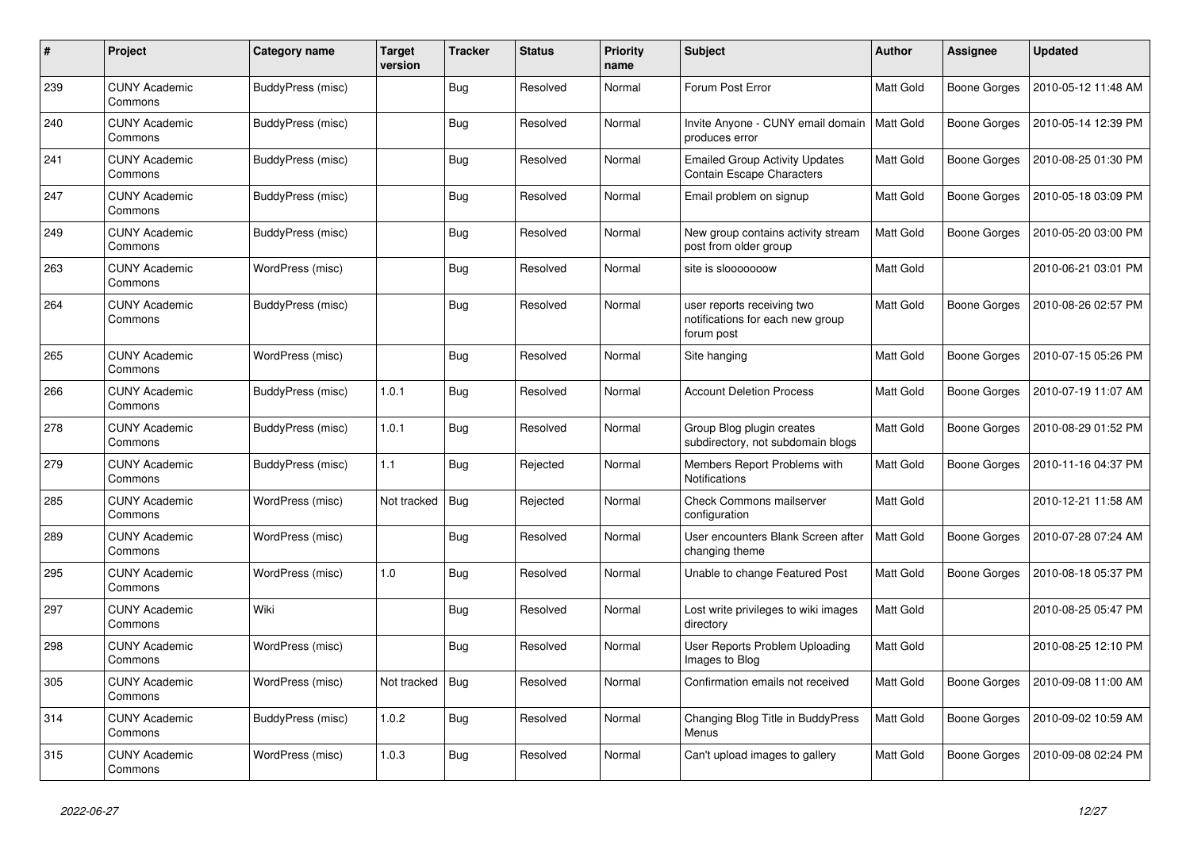| # | Project | Category name | Target version | Tracker | Status | Priority name | Subject | Author | Assignee | Updated |
|---|---|---|---|---|---|---|---|---|---|---|
| 239 | CUNY Academic Commons | BuddyPress (misc) | | Bug | Resolved | Normal | Forum Post Error | Matt Gold | Boone Gorges | 2010-05-12 11:48 AM |
| 240 | CUNY Academic Commons | BuddyPress (misc) | | Bug | Resolved | Normal | Invite Anyone - CUNY email domain produces error | Matt Gold | Boone Gorges | 2010-05-14 12:39 PM |
| 241 | CUNY Academic Commons | BuddyPress (misc) | | Bug | Resolved | Normal | Emailed Group Activity Updates Contain Escape Characters | Matt Gold | Boone Gorges | 2010-08-25 01:30 PM |
| 247 | CUNY Academic Commons | BuddyPress (misc) | | Bug | Resolved | Normal | Email problem on signup | Matt Gold | Boone Gorges | 2010-05-18 03:09 PM |
| 249 | CUNY Academic Commons | BuddyPress (misc) | | Bug | Resolved | Normal | New group contains activity stream post from older group | Matt Gold | Boone Gorges | 2010-05-20 03:00 PM |
| 263 | CUNY Academic Commons | WordPress (misc) | | Bug | Resolved | Normal | site is slooooooow | Matt Gold | | 2010-06-21 03:01 PM |
| 264 | CUNY Academic Commons | BuddyPress (misc) | | Bug | Resolved | Normal | user reports receiving two notifications for each new group forum post | Matt Gold | Boone Gorges | 2010-08-26 02:57 PM |
| 265 | CUNY Academic Commons | WordPress (misc) | | Bug | Resolved | Normal | Site hanging | Matt Gold | Boone Gorges | 2010-07-15 05:26 PM |
| 266 | CUNY Academic Commons | BuddyPress (misc) | 1.0.1 | Bug | Resolved | Normal | Account Deletion Process | Matt Gold | Boone Gorges | 2010-07-19 11:07 AM |
| 278 | CUNY Academic Commons | BuddyPress (misc) | 1.0.1 | Bug | Resolved | Normal | Group Blog plugin creates subdirectory, not subdomain blogs | Matt Gold | Boone Gorges | 2010-08-29 01:52 PM |
| 279 | CUNY Academic Commons | BuddyPress (misc) | 1.1 | Bug | Rejected | Normal | Members Report Problems with Notifications | Matt Gold | Boone Gorges | 2010-11-16 04:37 PM |
| 285 | CUNY Academic Commons | WordPress (misc) | Not tracked | Bug | Rejected | Normal | Check Commons mailserver configuration | Matt Gold | | 2010-12-21 11:58 AM |
| 289 | CUNY Academic Commons | WordPress (misc) | | Bug | Resolved | Normal | User encounters Blank Screen after changing theme | Matt Gold | Boone Gorges | 2010-07-28 07:24 AM |
| 295 | CUNY Academic Commons | WordPress (misc) | 1.0 | Bug | Resolved | Normal | Unable to change Featured Post | Matt Gold | Boone Gorges | 2010-08-18 05:37 PM |
| 297 | CUNY Academic Commons | Wiki | | Bug | Resolved | Normal | Lost write privileges to wiki images directory | Matt Gold | | 2010-08-25 05:47 PM |
| 298 | CUNY Academic Commons | WordPress (misc) | | Bug | Resolved | Normal | User Reports Problem Uploading Images to Blog | Matt Gold | | 2010-08-25 12:10 PM |
| 305 | CUNY Academic Commons | WordPress (misc) | Not tracked | Bug | Resolved | Normal | Confirmation emails not received | Matt Gold | Boone Gorges | 2010-09-08 11:00 AM |
| 314 | CUNY Academic Commons | BuddyPress (misc) | 1.0.2 | Bug | Resolved | Normal | Changing Blog Title in BuddyPress Menus | Matt Gold | Boone Gorges | 2010-09-02 10:59 AM |
| 315 | CUNY Academic Commons | WordPress (misc) | 1.0.3 | Bug | Resolved | Normal | Can't upload images to gallery | Matt Gold | Boone Gorges | 2010-09-08 02:24 PM |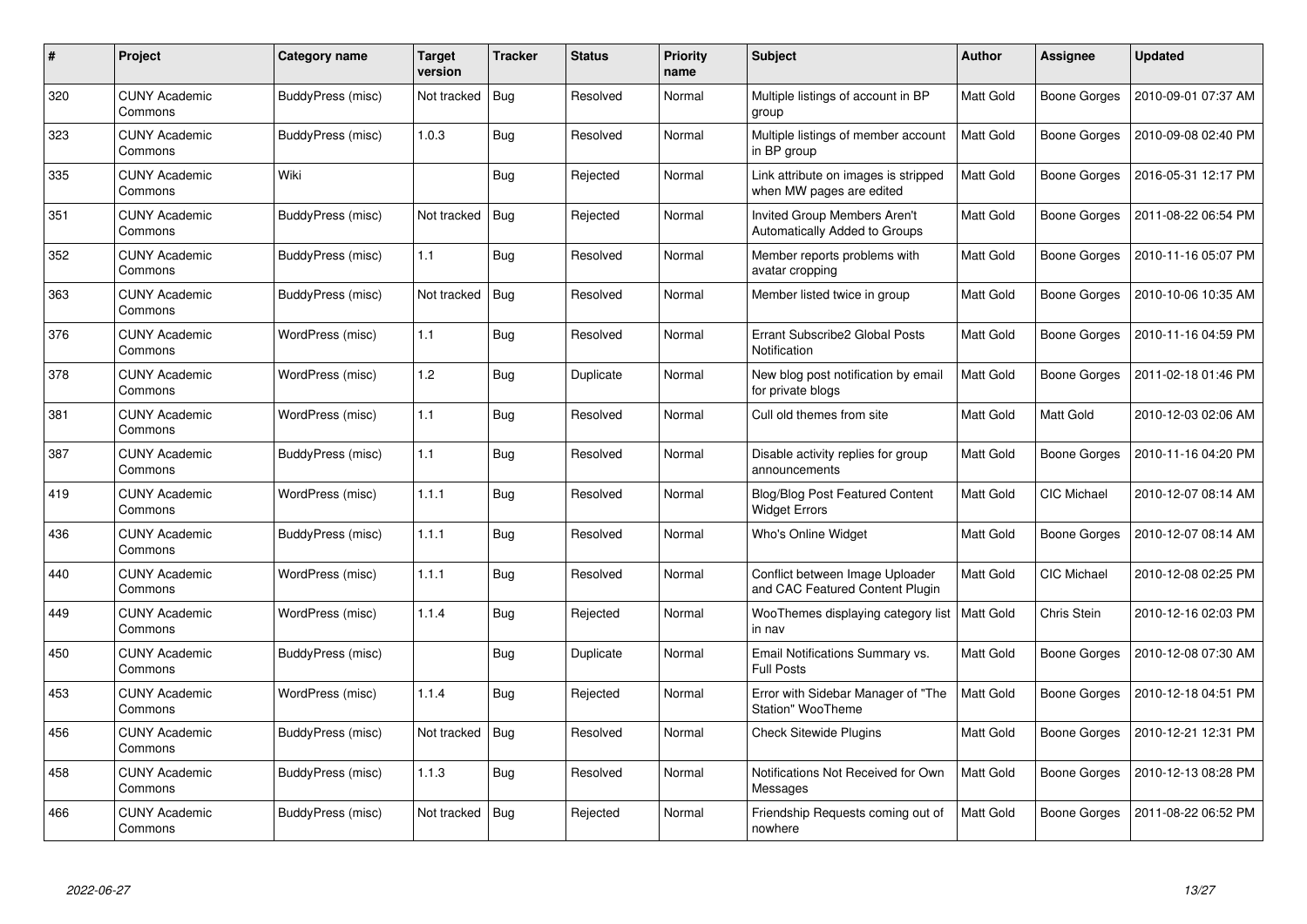| # | Project | Category name | Target version | Tracker | Status | Priority name | Subject | Author | Assignee | Updated |
|---|---|---|---|---|---|---|---|---|---|---|
| 320 | CUNY Academic Commons | BuddyPress (misc) | Not tracked | Bug | Resolved | Normal | Multiple listings of account in BP group | Matt Gold | Boone Gorges | 2010-09-01 07:37 AM |
| 323 | CUNY Academic Commons | BuddyPress (misc) | 1.0.3 | Bug | Resolved | Normal | Multiple listings of member account in BP group | Matt Gold | Boone Gorges | 2010-09-08 02:40 PM |
| 335 | CUNY Academic Commons | Wiki | | Bug | Rejected | Normal | Link attribute on images is stripped when MW pages are edited | Matt Gold | Boone Gorges | 2016-05-31 12:17 PM |
| 351 | CUNY Academic Commons | BuddyPress (misc) | Not tracked | Bug | Rejected | Normal | Invited Group Members Aren't Automatically Added to Groups | Matt Gold | Boone Gorges | 2011-08-22 06:54 PM |
| 352 | CUNY Academic Commons | BuddyPress (misc) | 1.1 | Bug | Resolved | Normal | Member reports problems with avatar cropping | Matt Gold | Boone Gorges | 2010-11-16 05:07 PM |
| 363 | CUNY Academic Commons | BuddyPress (misc) | Not tracked | Bug | Resolved | Normal | Member listed twice in group | Matt Gold | Boone Gorges | 2010-10-06 10:35 AM |
| 376 | CUNY Academic Commons | WordPress (misc) | 1.1 | Bug | Resolved | Normal | Errant Subscribe2 Global Posts Notification | Matt Gold | Boone Gorges | 2010-11-16 04:59 PM |
| 378 | CUNY Academic Commons | WordPress (misc) | 1.2 | Bug | Duplicate | Normal | New blog post notification by email for private blogs | Matt Gold | Boone Gorges | 2011-02-18 01:46 PM |
| 381 | CUNY Academic Commons | WordPress (misc) | 1.1 | Bug | Resolved | Normal | Cull old themes from site | Matt Gold | Matt Gold | 2010-12-03 02:06 AM |
| 387 | CUNY Academic Commons | BuddyPress (misc) | 1.1 | Bug | Resolved | Normal | Disable activity replies for group announcements | Matt Gold | Boone Gorges | 2010-11-16 04:20 PM |
| 419 | CUNY Academic Commons | WordPress (misc) | 1.1.1 | Bug | Resolved | Normal | Blog/Blog Post Featured Content Widget Errors | Matt Gold | CIC Michael | 2010-12-07 08:14 AM |
| 436 | CUNY Academic Commons | BuddyPress (misc) | 1.1.1 | Bug | Resolved | Normal | Who's Online Widget | Matt Gold | Boone Gorges | 2010-12-07 08:14 AM |
| 440 | CUNY Academic Commons | WordPress (misc) | 1.1.1 | Bug | Resolved | Normal | Conflict between Image Uploader and CAC Featured Content Plugin | Matt Gold | CIC Michael | 2010-12-08 02:25 PM |
| 449 | CUNY Academic Commons | WordPress (misc) | 1.1.4 | Bug | Rejected | Normal | WooThemes displaying category list in nav | Matt Gold | Chris Stein | 2010-12-16 02:03 PM |
| 450 | CUNY Academic Commons | BuddyPress (misc) | | Bug | Duplicate | Normal | Email Notifications Summary vs. Full Posts | Matt Gold | Boone Gorges | 2010-12-08 07:30 AM |
| 453 | CUNY Academic Commons | WordPress (misc) | 1.1.4 | Bug | Rejected | Normal | Error with Sidebar Manager of "The Station" WooTheme | Matt Gold | Boone Gorges | 2010-12-18 04:51 PM |
| 456 | CUNY Academic Commons | BuddyPress (misc) | Not tracked | Bug | Resolved | Normal | Check Sitewide Plugins | Matt Gold | Boone Gorges | 2010-12-21 12:31 PM |
| 458 | CUNY Academic Commons | BuddyPress (misc) | 1.1.3 | Bug | Resolved | Normal | Notifications Not Received for Own Messages | Matt Gold | Boone Gorges | 2010-12-13 08:28 PM |
| 466 | CUNY Academic Commons | BuddyPress (misc) | Not tracked | Bug | Rejected | Normal | Friendship Requests coming out of nowhere | Matt Gold | Boone Gorges | 2011-08-22 06:52 PM |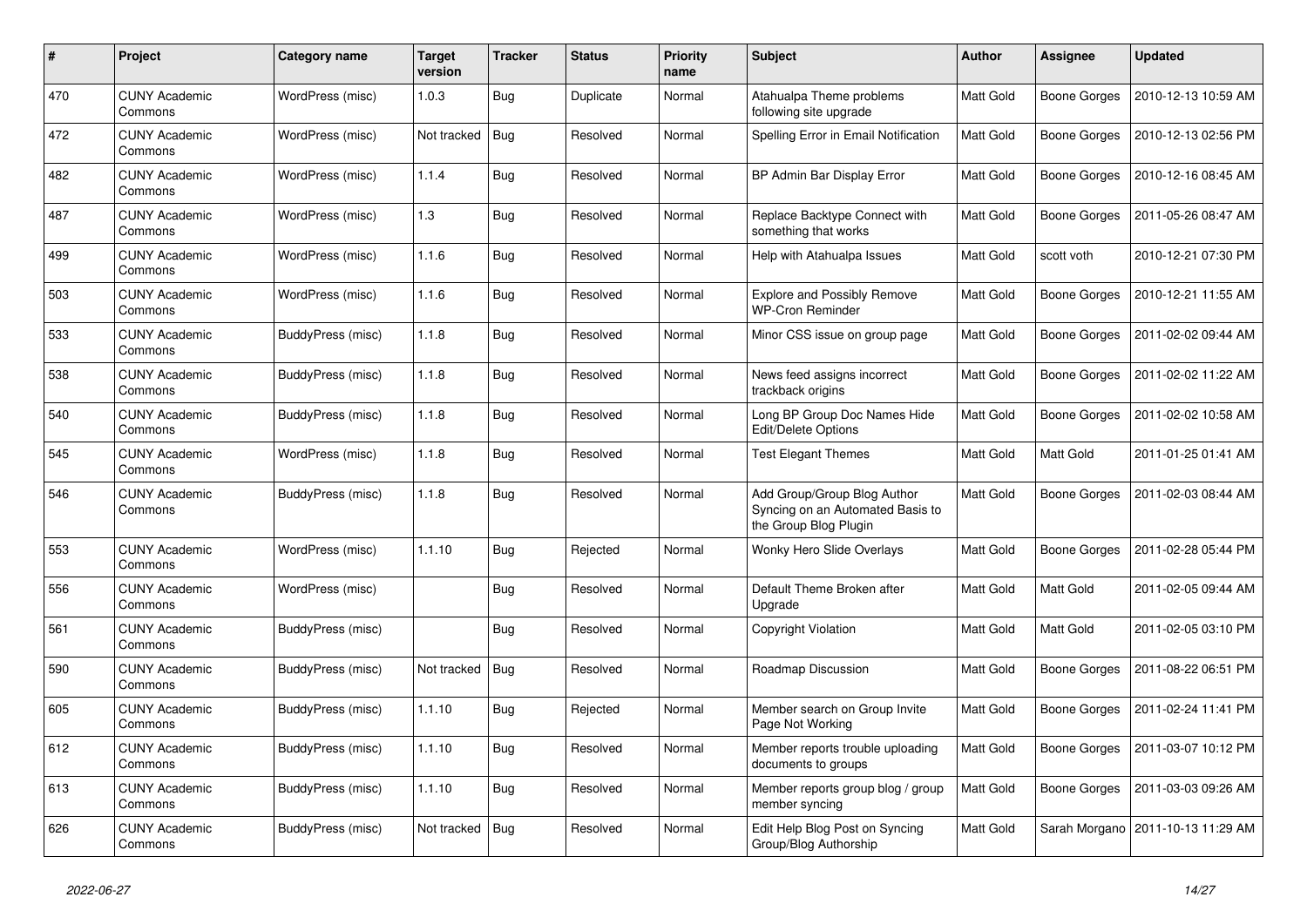| # | Project | Category name | Target version | Tracker | Status | Priority name | Subject | Author | Assignee | Updated |
|---|---|---|---|---|---|---|---|---|---|---|
| 470 | CUNY Academic Commons | WordPress (misc) | 1.0.3 | Bug | Duplicate | Normal | Atahualpa Theme problems following site upgrade | Matt Gold | Boone Gorges | 2010-12-13 10:59 AM |
| 472 | CUNY Academic Commons | WordPress (misc) | Not tracked | Bug | Resolved | Normal | Spelling Error in Email Notification | Matt Gold | Boone Gorges | 2010-12-13 02:56 PM |
| 482 | CUNY Academic Commons | WordPress (misc) | 1.1.4 | Bug | Resolved | Normal | BP Admin Bar Display Error | Matt Gold | Boone Gorges | 2010-12-16 08:45 AM |
| 487 | CUNY Academic Commons | WordPress (misc) | 1.3 | Bug | Resolved | Normal | Replace Backtype Connect with something that works | Matt Gold | Boone Gorges | 2011-05-26 08:47 AM |
| 499 | CUNY Academic Commons | WordPress (misc) | 1.1.6 | Bug | Resolved | Normal | Help with Atahualpa Issues | Matt Gold | scott voth | 2010-12-21 07:30 PM |
| 503 | CUNY Academic Commons | WordPress (misc) | 1.1.6 | Bug | Resolved | Normal | Explore and Possibly Remove WP-Cron Reminder | Matt Gold | Boone Gorges | 2010-12-21 11:55 AM |
| 533 | CUNY Academic Commons | BuddyPress (misc) | 1.1.8 | Bug | Resolved | Normal | Minor CSS issue on group page | Matt Gold | Boone Gorges | 2011-02-02 09:44 AM |
| 538 | CUNY Academic Commons | BuddyPress (misc) | 1.1.8 | Bug | Resolved | Normal | News feed assigns incorrect trackback origins | Matt Gold | Boone Gorges | 2011-02-02 11:22 AM |
| 540 | CUNY Academic Commons | BuddyPress (misc) | 1.1.8 | Bug | Resolved | Normal | Long BP Group Doc Names Hide Edit/Delete Options | Matt Gold | Boone Gorges | 2011-02-02 10:58 AM |
| 545 | CUNY Academic Commons | WordPress (misc) | 1.1.8 | Bug | Resolved | Normal | Test Elegant Themes | Matt Gold | Matt Gold | 2011-01-25 01:41 AM |
| 546 | CUNY Academic Commons | BuddyPress (misc) | 1.1.8 | Bug | Resolved | Normal | Add Group/Group Blog Author Syncing on an Automated Basis to the Group Blog Plugin | Matt Gold | Boone Gorges | 2011-02-03 08:44 AM |
| 553 | CUNY Academic Commons | WordPress (misc) | 1.1.10 | Bug | Rejected | Normal | Wonky Hero Slide Overlays | Matt Gold | Boone Gorges | 2011-02-28 05:44 PM |
| 556 | CUNY Academic Commons | WordPress (misc) | | Bug | Resolved | Normal | Default Theme Broken after Upgrade | Matt Gold | Matt Gold | 2011-02-05 09:44 AM |
| 561 | CUNY Academic Commons | BuddyPress (misc) | | Bug | Resolved | Normal | Copyright Violation | Matt Gold | Matt Gold | 2011-02-05 03:10 PM |
| 590 | CUNY Academic Commons | BuddyPress (misc) | Not tracked | Bug | Resolved | Normal | Roadmap Discussion | Matt Gold | Boone Gorges | 2011-08-22 06:51 PM |
| 605 | CUNY Academic Commons | BuddyPress (misc) | 1.1.10 | Bug | Rejected | Normal | Member search on Group Invite Page Not Working | Matt Gold | Boone Gorges | 2011-02-24 11:41 PM |
| 612 | CUNY Academic Commons | BuddyPress (misc) | 1.1.10 | Bug | Resolved | Normal | Member reports trouble uploading documents to groups | Matt Gold | Boone Gorges | 2011-03-07 10:12 PM |
| 613 | CUNY Academic Commons | BuddyPress (misc) | 1.1.10 | Bug | Resolved | Normal | Member reports group blog / group member syncing | Matt Gold | Boone Gorges | 2011-03-03 09:26 AM |
| 626 | CUNY Academic Commons | BuddyPress (misc) | Not tracked | Bug | Resolved | Normal | Edit Help Blog Post on Syncing Group/Blog Authorship | Matt Gold | Sarah Morgano | 2011-10-13 11:29 AM |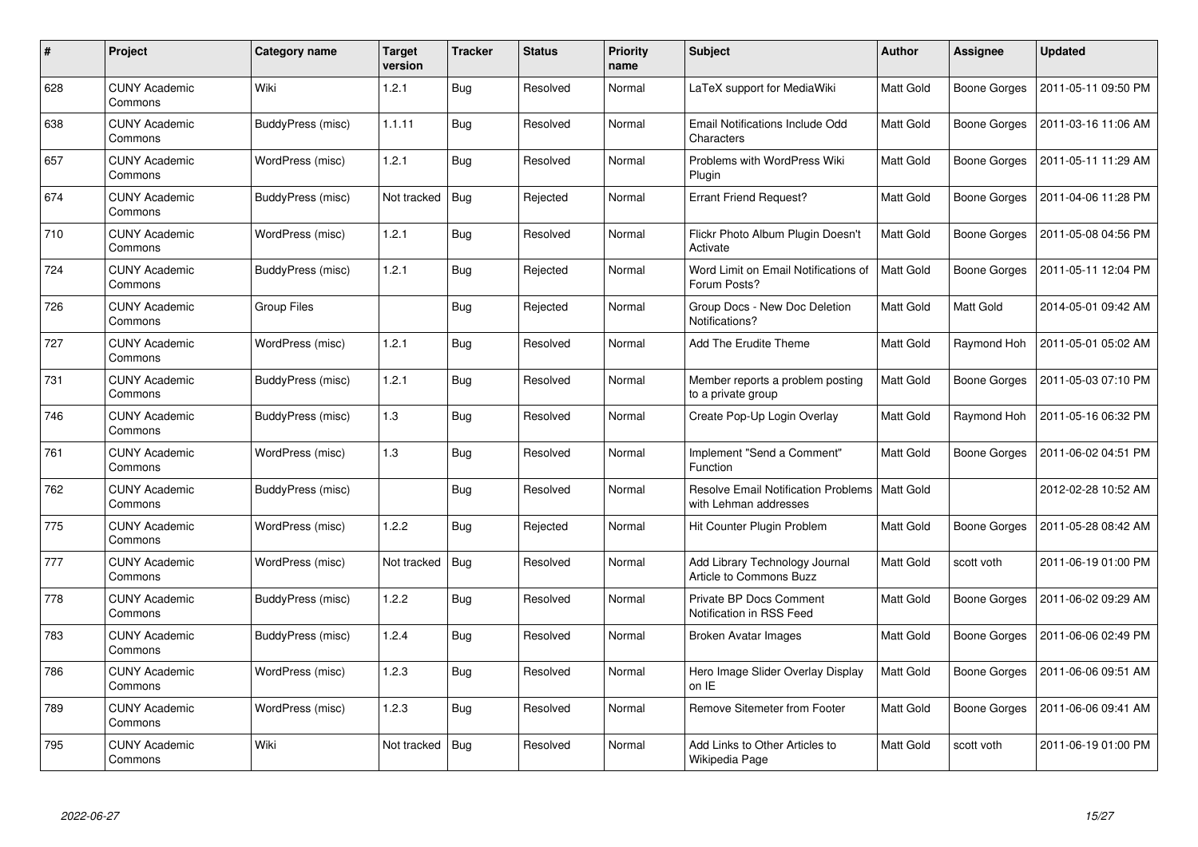| # | Project | Category name | Target version | Tracker | Status | Priority name | Subject | Author | Assignee | Updated |
|---|---|---|---|---|---|---|---|---|---|---|
| 628 | CUNY Academic Commons | Wiki | 1.2.1 | Bug | Resolved | Normal | LaTeX support for MediaWiki | Matt Gold | Boone Gorges | 2011-05-11 09:50 PM |
| 638 | CUNY Academic Commons | BuddyPress (misc) | 1.1.11 | Bug | Resolved | Normal | Email Notifications Include Odd Characters | Matt Gold | Boone Gorges | 2011-03-16 11:06 AM |
| 657 | CUNY Academic Commons | WordPress (misc) | 1.2.1 | Bug | Resolved | Normal | Problems with WordPress Wiki Plugin | Matt Gold | Boone Gorges | 2011-05-11 11:29 AM |
| 674 | CUNY Academic Commons | BuddyPress (misc) | Not tracked | Bug | Rejected | Normal | Errant Friend Request? | Matt Gold | Boone Gorges | 2011-04-06 11:28 PM |
| 710 | CUNY Academic Commons | WordPress (misc) | 1.2.1 | Bug | Resolved | Normal | Flickr Photo Album Plugin Doesn't Activate | Matt Gold | Boone Gorges | 2011-05-08 04:56 PM |
| 724 | CUNY Academic Commons | BuddyPress (misc) | 1.2.1 | Bug | Rejected | Normal | Word Limit on Email Notifications of Forum Posts? | Matt Gold | Boone Gorges | 2011-05-11 12:04 PM |
| 726 | CUNY Academic Commons | Group Files | | Bug | Rejected | Normal | Group Docs - New Doc Deletion Notifications? | Matt Gold | Matt Gold | 2014-05-01 09:42 AM |
| 727 | CUNY Academic Commons | WordPress (misc) | 1.2.1 | Bug | Resolved | Normal | Add The Erudite Theme | Matt Gold | Raymond Hoh | 2011-05-01 05:02 AM |
| 731 | CUNY Academic Commons | BuddyPress (misc) | 1.2.1 | Bug | Resolved | Normal | Member reports a problem posting to a private group | Matt Gold | Boone Gorges | 2011-05-03 07:10 PM |
| 746 | CUNY Academic Commons | BuddyPress (misc) | 1.3 | Bug | Resolved | Normal | Create Pop-Up Login Overlay | Matt Gold | Raymond Hoh | 2011-05-16 06:32 PM |
| 761 | CUNY Academic Commons | WordPress (misc) | 1.3 | Bug | Resolved | Normal | Implement "Send a Comment" Function | Matt Gold | Boone Gorges | 2011-06-02 04:51 PM |
| 762 | CUNY Academic Commons | BuddyPress (misc) | | Bug | Resolved | Normal | Resolve Email Notification Problems with Lehman addresses | Matt Gold | | 2012-02-28 10:52 AM |
| 775 | CUNY Academic Commons | WordPress (misc) | 1.2.2 | Bug | Rejected | Normal | Hit Counter Plugin Problem | Matt Gold | Boone Gorges | 2011-05-28 08:42 AM |
| 777 | CUNY Academic Commons | WordPress (misc) | Not tracked | Bug | Resolved | Normal | Add Library Technology Journal Article to Commons Buzz | Matt Gold | scott voth | 2011-06-19 01:00 PM |
| 778 | CUNY Academic Commons | BuddyPress (misc) | 1.2.2 | Bug | Resolved | Normal | Private BP Docs Comment Notification in RSS Feed | Matt Gold | Boone Gorges | 2011-06-02 09:29 AM |
| 783 | CUNY Academic Commons | BuddyPress (misc) | 1.2.4 | Bug | Resolved | Normal | Broken Avatar Images | Matt Gold | Boone Gorges | 2011-06-06 02:49 PM |
| 786 | CUNY Academic Commons | WordPress (misc) | 1.2.3 | Bug | Resolved | Normal | Hero Image Slider Overlay Display on IE | Matt Gold | Boone Gorges | 2011-06-06 09:51 AM |
| 789 | CUNY Academic Commons | WordPress (misc) | 1.2.3 | Bug | Resolved | Normal | Remove Sitemeter from Footer | Matt Gold | Boone Gorges | 2011-06-06 09:41 AM |
| 795 | CUNY Academic Commons | Wiki | Not tracked | Bug | Resolved | Normal | Add Links to Other Articles to Wikipedia Page | Matt Gold | scott voth | 2011-06-19 01:00 PM |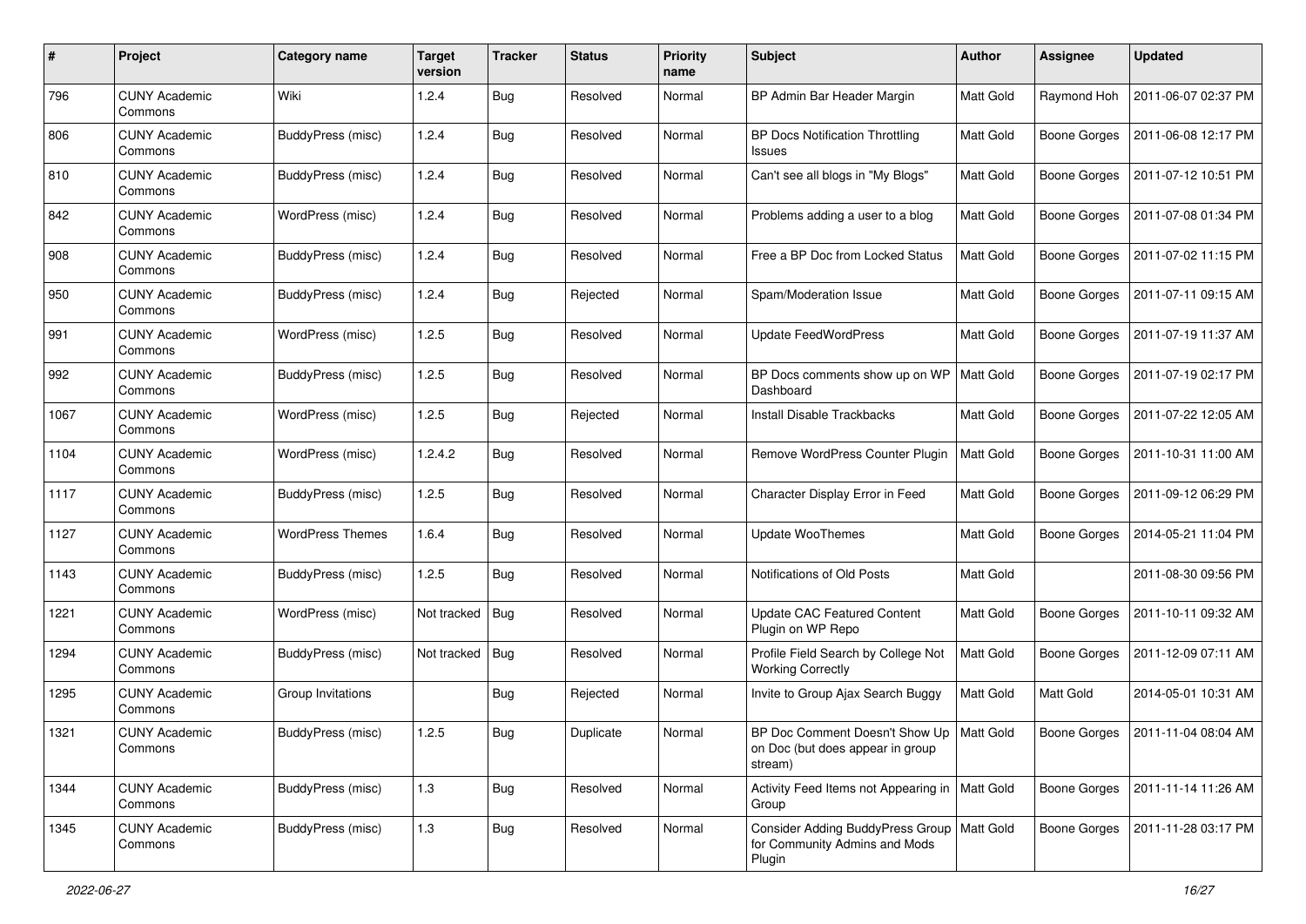| # | Project | Category name | Target version | Tracker | Status | Priority name | Subject | Author | Assignee | Updated |
|---|---|---|---|---|---|---|---|---|---|---|
| 796 | CUNY Academic Commons | Wiki | 1.2.4 | Bug | Resolved | Normal | BP Admin Bar Header Margin | Matt Gold | Raymond Hoh | 2011-06-07 02:37 PM |
| 806 | CUNY Academic Commons | BuddyPress (misc) | 1.2.4 | Bug | Resolved | Normal | BP Docs Notification Throttling Issues | Matt Gold | Boone Gorges | 2011-06-08 12:17 PM |
| 810 | CUNY Academic Commons | BuddyPress (misc) | 1.2.4 | Bug | Resolved | Normal | Can't see all blogs in "My Blogs" | Matt Gold | Boone Gorges | 2011-07-12 10:51 PM |
| 842 | CUNY Academic Commons | WordPress (misc) | 1.2.4 | Bug | Resolved | Normal | Problems adding a user to a blog | Matt Gold | Boone Gorges | 2011-07-08 01:34 PM |
| 908 | CUNY Academic Commons | BuddyPress (misc) | 1.2.4 | Bug | Resolved | Normal | Free a BP Doc from Locked Status | Matt Gold | Boone Gorges | 2011-07-02 11:15 PM |
| 950 | CUNY Academic Commons | BuddyPress (misc) | 1.2.4 | Bug | Rejected | Normal | Spam/Moderation Issue | Matt Gold | Boone Gorges | 2011-07-11 09:15 AM |
| 991 | CUNY Academic Commons | WordPress (misc) | 1.2.5 | Bug | Resolved | Normal | Update FeedWordPress | Matt Gold | Boone Gorges | 2011-07-19 11:37 AM |
| 992 | CUNY Academic Commons | BuddyPress (misc) | 1.2.5 | Bug | Resolved | Normal | BP Docs comments show up on WP Dashboard | Matt Gold | Boone Gorges | 2011-07-19 02:17 PM |
| 1067 | CUNY Academic Commons | WordPress (misc) | 1.2.5 | Bug | Rejected | Normal | Install Disable Trackbacks | Matt Gold | Boone Gorges | 2011-07-22 12:05 AM |
| 1104 | CUNY Academic Commons | WordPress (misc) | 1.2.4.2 | Bug | Resolved | Normal | Remove WordPress Counter Plugin | Matt Gold | Boone Gorges | 2011-10-31 11:00 AM |
| 1117 | CUNY Academic Commons | BuddyPress (misc) | 1.2.5 | Bug | Resolved | Normal | Character Display Error in Feed | Matt Gold | Boone Gorges | 2011-09-12 06:29 PM |
| 1127 | CUNY Academic Commons | WordPress Themes | 1.6.4 | Bug | Resolved | Normal | Update WooThemes | Matt Gold | Boone Gorges | 2014-05-21 11:04 PM |
| 1143 | CUNY Academic Commons | BuddyPress (misc) | 1.2.5 | Bug | Resolved | Normal | Notifications of Old Posts | Matt Gold | | 2011-08-30 09:56 PM |
| 1221 | CUNY Academic Commons | WordPress (misc) | Not tracked | Bug | Resolved | Normal | Update CAC Featured Content Plugin on WP Repo | Matt Gold | Boone Gorges | 2011-10-11 09:32 AM |
| 1294 | CUNY Academic Commons | BuddyPress (misc) | Not tracked | Bug | Resolved | Normal | Profile Field Search by College Not Working Correctly | Matt Gold | Boone Gorges | 2011-12-09 07:11 AM |
| 1295 | CUNY Academic Commons | Group Invitations | | Bug | Rejected | Normal | Invite to Group Ajax Search Buggy | Matt Gold | Matt Gold | 2014-05-01 10:31 AM |
| 1321 | CUNY Academic Commons | BuddyPress (misc) | 1.2.5 | Bug | Duplicate | Normal | BP Doc Comment Doesn't Show Up on Doc (but does appear in group stream) | Matt Gold | Boone Gorges | 2011-11-04 08:04 AM |
| 1344 | CUNY Academic Commons | BuddyPress (misc) | 1.3 | Bug | Resolved | Normal | Activity Feed Items not Appearing in Group | Matt Gold | Boone Gorges | 2011-11-14 11:26 AM |
| 1345 | CUNY Academic Commons | BuddyPress (misc) | 1.3 | Bug | Resolved | Normal | Consider Adding BuddyPress Group for Community Admins and Mods Plugin | Matt Gold | Boone Gorges | 2011-11-28 03:17 PM |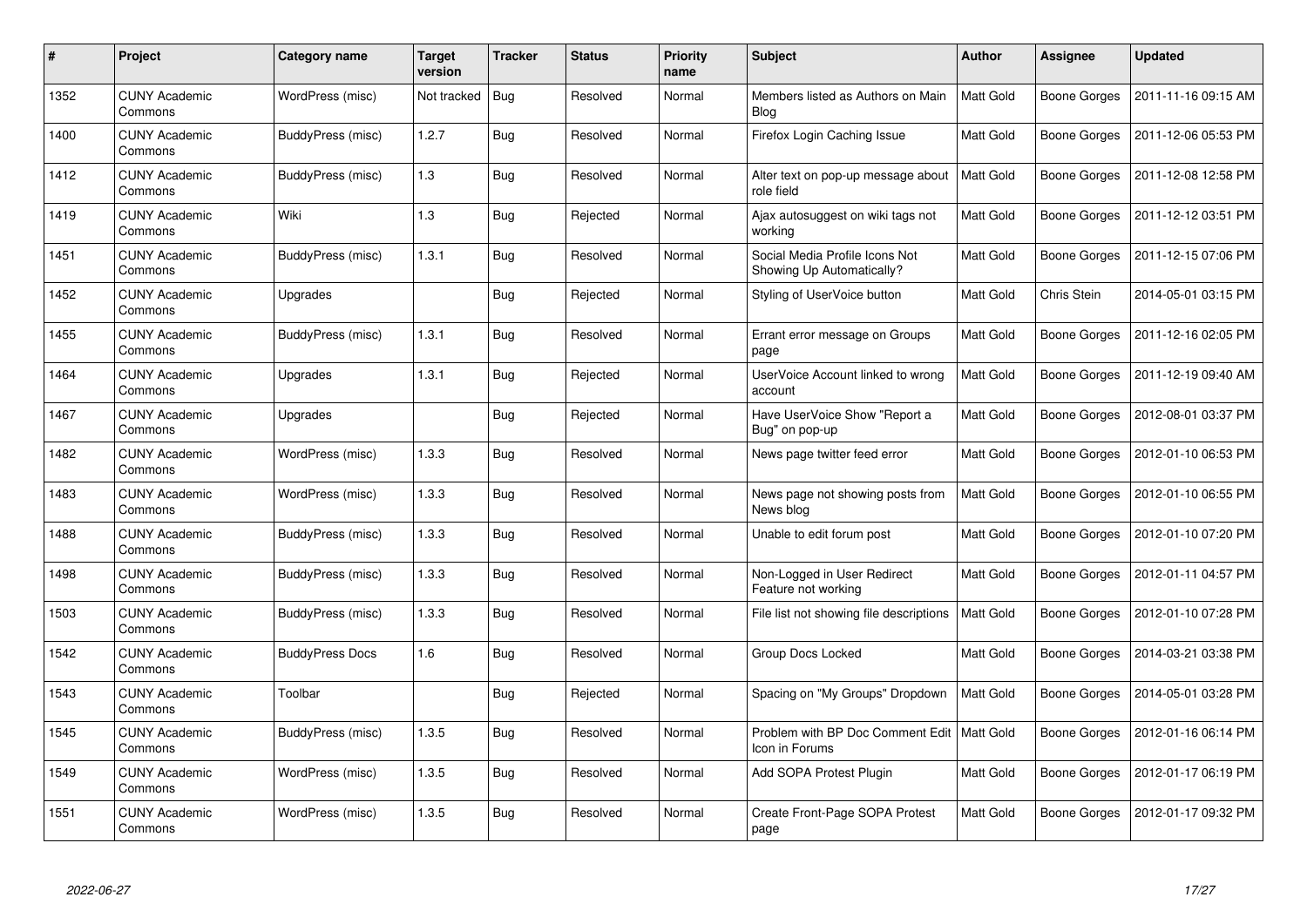| # | Project | Category name | Target version | Tracker | Status | Priority name | Subject | Author | Assignee | Updated |
|---|---|---|---|---|---|---|---|---|---|---|
| 1352 | CUNY Academic Commons | WordPress (misc) | Not tracked | Bug | Resolved | Normal | Members listed as Authors on Main Blog | Matt Gold | Boone Gorges | 2011-11-16 09:15 AM |
| 1400 | CUNY Academic Commons | BuddyPress (misc) | 1.2.7 | Bug | Resolved | Normal | Firefox Login Caching Issue | Matt Gold | Boone Gorges | 2011-12-06 05:53 PM |
| 1412 | CUNY Academic Commons | BuddyPress (misc) | 1.3 | Bug | Resolved | Normal | Alter text on pop-up message about role field | Matt Gold | Boone Gorges | 2011-12-08 12:58 PM |
| 1419 | CUNY Academic Commons | Wiki | 1.3 | Bug | Rejected | Normal | Ajax autosuggest on wiki tags not working | Matt Gold | Boone Gorges | 2011-12-12 03:51 PM |
| 1451 | CUNY Academic Commons | BuddyPress (misc) | 1.3.1 | Bug | Resolved | Normal | Social Media Profile Icons Not Showing Up Automatically? | Matt Gold | Boone Gorges | 2011-12-15 07:06 PM |
| 1452 | CUNY Academic Commons | Upgrades | | Bug | Rejected | Normal | Styling of UserVoice button | Matt Gold | Chris Stein | 2014-05-01 03:15 PM |
| 1455 | CUNY Academic Commons | BuddyPress (misc) | 1.3.1 | Bug | Resolved | Normal | Errant error message on Groups page | Matt Gold | Boone Gorges | 2011-12-16 02:05 PM |
| 1464 | CUNY Academic Commons | Upgrades | 1.3.1 | Bug | Rejected | Normal | UserVoice Account linked to wrong account | Matt Gold | Boone Gorges | 2011-12-19 09:40 AM |
| 1467 | CUNY Academic Commons | Upgrades | | Bug | Rejected | Normal | Have UserVoice Show "Report a Bug" on pop-up | Matt Gold | Boone Gorges | 2012-08-01 03:37 PM |
| 1482 | CUNY Academic Commons | WordPress (misc) | 1.3.3 | Bug | Resolved | Normal | News page twitter feed error | Matt Gold | Boone Gorges | 2012-01-10 06:53 PM |
| 1483 | CUNY Academic Commons | WordPress (misc) | 1.3.3 | Bug | Resolved | Normal | News page not showing posts from News blog | Matt Gold | Boone Gorges | 2012-01-10 06:55 PM |
| 1488 | CUNY Academic Commons | BuddyPress (misc) | 1.3.3 | Bug | Resolved | Normal | Unable to edit forum post | Matt Gold | Boone Gorges | 2012-01-10 07:20 PM |
| 1498 | CUNY Academic Commons | BuddyPress (misc) | 1.3.3 | Bug | Resolved | Normal | Non-Logged in User Redirect Feature not working | Matt Gold | Boone Gorges | 2012-01-11 04:57 PM |
| 1503 | CUNY Academic Commons | BuddyPress (misc) | 1.3.3 | Bug | Resolved | Normal | File list not showing file descriptions | Matt Gold | Boone Gorges | 2012-01-10 07:28 PM |
| 1542 | CUNY Academic Commons | BuddyPress Docs | 1.6 | Bug | Resolved | Normal | Group Docs Locked | Matt Gold | Boone Gorges | 2014-03-21 03:38 PM |
| 1543 | CUNY Academic Commons | Toolbar | | Bug | Rejected | Normal | Spacing on "My Groups" Dropdown | Matt Gold | Boone Gorges | 2014-05-01 03:28 PM |
| 1545 | CUNY Academic Commons | BuddyPress (misc) | 1.3.5 | Bug | Resolved | Normal | Problem with BP Doc Comment Edit Icon in Forums | Matt Gold | Boone Gorges | 2012-01-16 06:14 PM |
| 1549 | CUNY Academic Commons | WordPress (misc) | 1.3.5 | Bug | Resolved | Normal | Add SOPA Protest Plugin | Matt Gold | Boone Gorges | 2012-01-17 06:19 PM |
| 1551 | CUNY Academic Commons | WordPress (misc) | 1.3.5 | Bug | Resolved | Normal | Create Front-Page SOPA Protest page | Matt Gold | Boone Gorges | 2012-01-17 09:32 PM |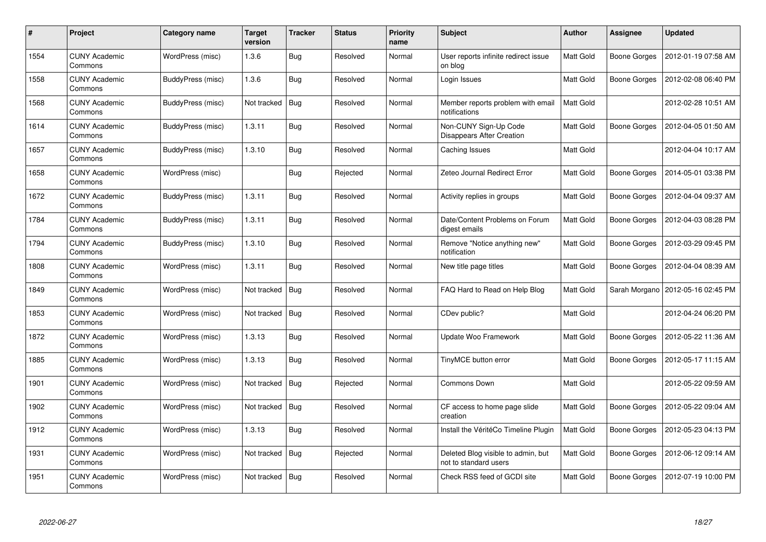| # | Project | Category name | Target version | Tracker | Status | Priority name | Subject | Author | Assignee | Updated |
|---|---|---|---|---|---|---|---|---|---|---|
| 1554 | CUNY Academic Commons | WordPress (misc) | 1.3.6 | Bug | Resolved | Normal | User reports infinite redirect issue on blog | Matt Gold | Boone Gorges | 2012-01-19 07:58 AM |
| 1558 | CUNY Academic Commons | BuddyPress (misc) | 1.3.6 | Bug | Resolved | Normal | Login Issues | Matt Gold | Boone Gorges | 2012-02-08 06:40 PM |
| 1568 | CUNY Academic Commons | BuddyPress (misc) | Not tracked | Bug | Resolved | Normal | Member reports problem with email notifications | Matt Gold | | 2012-02-28 10:51 AM |
| 1614 | CUNY Academic Commons | BuddyPress (misc) | 1.3.11 | Bug | Resolved | Normal | Non-CUNY Sign-Up Code Disappears After Creation | Matt Gold | Boone Gorges | 2012-04-05 01:50 AM |
| 1657 | CUNY Academic Commons | BuddyPress (misc) | 1.3.10 | Bug | Resolved | Normal | Caching Issues | Matt Gold | | 2012-04-04 10:17 AM |
| 1658 | CUNY Academic Commons | WordPress (misc) | | Bug | Rejected | Normal | Zeteo Journal Redirect Error | Matt Gold | Boone Gorges | 2014-05-01 03:38 PM |
| 1672 | CUNY Academic Commons | BuddyPress (misc) | 1.3.11 | Bug | Resolved | Normal | Activity replies in groups | Matt Gold | Boone Gorges | 2012-04-04 09:37 AM |
| 1784 | CUNY Academic Commons | BuddyPress (misc) | 1.3.11 | Bug | Resolved | Normal | Date/Content Problems on Forum digest emails | Matt Gold | Boone Gorges | 2012-04-03 08:28 PM |
| 1794 | CUNY Academic Commons | BuddyPress (misc) | 1.3.10 | Bug | Resolved | Normal | Remove "Notice anything new" notification | Matt Gold | Boone Gorges | 2012-03-29 09:45 PM |
| 1808 | CUNY Academic Commons | WordPress (misc) | 1.3.11 | Bug | Resolved | Normal | New title page titles | Matt Gold | Boone Gorges | 2012-04-04 08:39 AM |
| 1849 | CUNY Academic Commons | WordPress (misc) | Not tracked | Bug | Resolved | Normal | FAQ Hard to Read on Help Blog | Matt Gold | Sarah Morgano | 2012-05-16 02:45 PM |
| 1853 | CUNY Academic Commons | WordPress (misc) | Not tracked | Bug | Resolved | Normal | CDev public? | Matt Gold | | 2012-04-24 06:20 PM |
| 1872 | CUNY Academic Commons | WordPress (misc) | 1.3.13 | Bug | Resolved | Normal | Update Woo Framework | Matt Gold | Boone Gorges | 2012-05-22 11:36 AM |
| 1885 | CUNY Academic Commons | WordPress (misc) | 1.3.13 | Bug | Resolved | Normal | TinyMCE button error | Matt Gold | Boone Gorges | 2012-05-17 11:15 AM |
| 1901 | CUNY Academic Commons | WordPress (misc) | Not tracked | Bug | Rejected | Normal | Commons Down | Matt Gold | | 2012-05-22 09:59 AM |
| 1902 | CUNY Academic Commons | WordPress (misc) | Not tracked | Bug | Resolved | Normal | CF access to home page slide creation | Matt Gold | Boone Gorges | 2012-05-22 09:04 AM |
| 1912 | CUNY Academic Commons | WordPress (misc) | 1.3.13 | Bug | Resolved | Normal | Install the VéritéCo Timeline Plugin | Matt Gold | Boone Gorges | 2012-05-23 04:13 PM |
| 1931 | CUNY Academic Commons | WordPress (misc) | Not tracked | Bug | Rejected | Normal | Deleted Blog visible to admin, but not to standard users | Matt Gold | Boone Gorges | 2012-06-12 09:14 AM |
| 1951 | CUNY Academic Commons | WordPress (misc) | Not tracked | Bug | Resolved | Normal | Check RSS feed of GCDI site | Matt Gold | Boone Gorges | 2012-07-19 10:00 PM |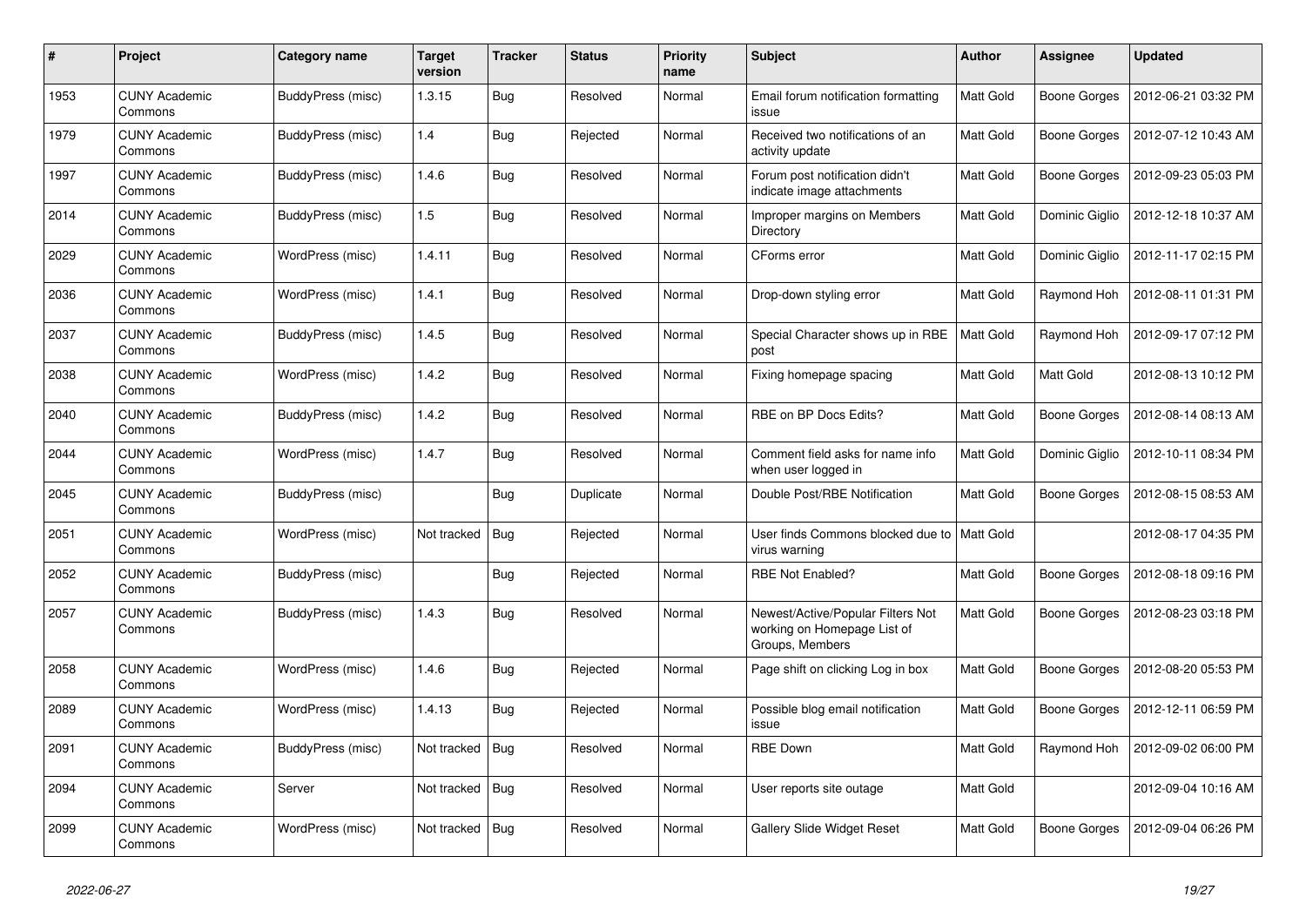| # | Project | Category name | Target version | Tracker | Status | Priority name | Subject | Author | Assignee | Updated |
|---|---|---|---|---|---|---|---|---|---|---|
| 1953 | CUNY Academic Commons | BuddyPress (misc) | 1.3.15 | Bug | Resolved | Normal | Email forum notification formatting issue | Matt Gold | Boone Gorges | 2012-06-21 03:32 PM |
| 1979 | CUNY Academic Commons | BuddyPress (misc) | 1.4 | Bug | Rejected | Normal | Received two notifications of an activity update | Matt Gold | Boone Gorges | 2012-07-12 10:43 AM |
| 1997 | CUNY Academic Commons | BuddyPress (misc) | 1.4.6 | Bug | Resolved | Normal | Forum post notification didn't indicate image attachments | Matt Gold | Boone Gorges | 2012-09-23 05:03 PM |
| 2014 | CUNY Academic Commons | BuddyPress (misc) | 1.5 | Bug | Resolved | Normal | Improper margins on Members Directory | Matt Gold | Dominic Giglio | 2012-12-18 10:37 AM |
| 2029 | CUNY Academic Commons | WordPress (misc) | 1.4.11 | Bug | Resolved | Normal | CForms error | Matt Gold | Dominic Giglio | 2012-11-17 02:15 PM |
| 2036 | CUNY Academic Commons | WordPress (misc) | 1.4.1 | Bug | Resolved | Normal | Drop-down styling error | Matt Gold | Raymond Hoh | 2012-08-11 01:31 PM |
| 2037 | CUNY Academic Commons | BuddyPress (misc) | 1.4.5 | Bug | Resolved | Normal | Special Character shows up in RBE post | Matt Gold | Raymond Hoh | 2012-09-17 07:12 PM |
| 2038 | CUNY Academic Commons | WordPress (misc) | 1.4.2 | Bug | Resolved | Normal | Fixing homepage spacing | Matt Gold | Matt Gold | 2012-08-13 10:12 PM |
| 2040 | CUNY Academic Commons | BuddyPress (misc) | 1.4.2 | Bug | Resolved | Normal | RBE on BP Docs Edits? | Matt Gold | Boone Gorges | 2012-08-14 08:13 AM |
| 2044 | CUNY Academic Commons | WordPress (misc) | 1.4.7 | Bug | Resolved | Normal | Comment field asks for name info when user logged in | Matt Gold | Dominic Giglio | 2012-10-11 08:34 PM |
| 2045 | CUNY Academic Commons | BuddyPress (misc) | | Bug | Duplicate | Normal | Double Post/RBE Notification | Matt Gold | Boone Gorges | 2012-08-15 08:53 AM |
| 2051 | CUNY Academic Commons | WordPress (misc) | Not tracked | Bug | Rejected | Normal | User finds Commons blocked due to virus warning | Matt Gold | | 2012-08-17 04:35 PM |
| 2052 | CUNY Academic Commons | BuddyPress (misc) | | Bug | Rejected | Normal | RBE Not Enabled? | Matt Gold | Boone Gorges | 2012-08-18 09:16 PM |
| 2057 | CUNY Academic Commons | BuddyPress (misc) | 1.4.3 | Bug | Resolved | Normal | Newest/Active/Popular Filters Not working on Homepage List of Groups, Members | Matt Gold | Boone Gorges | 2012-08-23 03:18 PM |
| 2058 | CUNY Academic Commons | WordPress (misc) | 1.4.6 | Bug | Rejected | Normal | Page shift on clicking Log in box | Matt Gold | Boone Gorges | 2012-08-20 05:53 PM |
| 2089 | CUNY Academic Commons | WordPress (misc) | 1.4.13 | Bug | Rejected | Normal | Possible blog email notification issue | Matt Gold | Boone Gorges | 2012-12-11 06:59 PM |
| 2091 | CUNY Academic Commons | BuddyPress (misc) | Not tracked | Bug | Resolved | Normal | RBE Down | Matt Gold | Raymond Hoh | 2012-09-02 06:00 PM |
| 2094 | CUNY Academic Commons | Server | Not tracked | Bug | Resolved | Normal | User reports site outage | Matt Gold | | 2012-09-04 10:16 AM |
| 2099 | CUNY Academic Commons | WordPress (misc) | Not tracked | Bug | Resolved | Normal | Gallery Slide Widget Reset | Matt Gold | Boone Gorges | 2012-09-04 06:26 PM |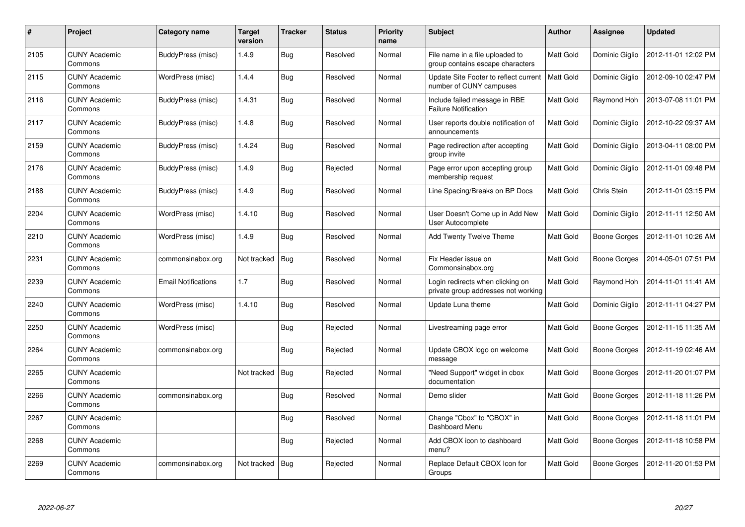| # | Project | Category name | Target version | Tracker | Status | Priority name | Subject | Author | Assignee | Updated |
|---|---|---|---|---|---|---|---|---|---|---|
| 2105 | CUNY Academic Commons | BuddyPress (misc) | 1.4.9 | Bug | Resolved | Normal | File name in a file uploaded to group contains escape characters | Matt Gold | Dominic Giglio | 2012-11-01 12:02 PM |
| 2115 | CUNY Academic Commons | WordPress (misc) | 1.4.4 | Bug | Resolved | Normal | Update Site Footer to reflect current number of CUNY campuses | Matt Gold | Dominic Giglio | 2012-09-10 02:47 PM |
| 2116 | CUNY Academic Commons | BuddyPress (misc) | 1.4.31 | Bug | Resolved | Normal | Include failed message in RBE Failure Notification | Matt Gold | Raymond Hoh | 2013-07-08 11:01 PM |
| 2117 | CUNY Academic Commons | BuddyPress (misc) | 1.4.8 | Bug | Resolved | Normal | User reports double notification of announcements | Matt Gold | Dominic Giglio | 2012-10-22 09:37 AM |
| 2159 | CUNY Academic Commons | BuddyPress (misc) | 1.4.24 | Bug | Resolved | Normal | Page redirection after accepting group invite | Matt Gold | Dominic Giglio | 2013-04-11 08:00 PM |
| 2176 | CUNY Academic Commons | BuddyPress (misc) | 1.4.9 | Bug | Rejected | Normal | Page error upon accepting group membership request | Matt Gold | Dominic Giglio | 2012-11-01 09:48 PM |
| 2188 | CUNY Academic Commons | BuddyPress (misc) | 1.4.9 | Bug | Resolved | Normal | Line Spacing/Breaks on BP Docs | Matt Gold | Chris Stein | 2012-11-01 03:15 PM |
| 2204 | CUNY Academic Commons | WordPress (misc) | 1.4.10 | Bug | Resolved | Normal | User Doesn't Come up in Add New User Autocomplete | Matt Gold | Dominic Giglio | 2012-11-11 12:50 AM |
| 2210 | CUNY Academic Commons | WordPress (misc) | 1.4.9 | Bug | Resolved | Normal | Add Twenty Twelve Theme | Matt Gold | Boone Gorges | 2012-11-01 10:26 AM |
| 2231 | CUNY Academic Commons | commonsinabox.org | Not tracked | Bug | Resolved | Normal | Fix Header issue on Commonsinabox.org | Matt Gold | Boone Gorges | 2014-05-01 07:51 PM |
| 2239 | CUNY Academic Commons | Email Notifications | 1.7 | Bug | Resolved | Normal | Login redirects when clicking on private group addresses not working | Matt Gold | Raymond Hoh | 2014-11-01 11:41 AM |
| 2240 | CUNY Academic Commons | WordPress (misc) | 1.4.10 | Bug | Resolved | Normal | Update Luna theme | Matt Gold | Dominic Giglio | 2012-11-11 04:27 PM |
| 2250 | CUNY Academic Commons | WordPress (misc) | | Bug | Rejected | Normal | Livestreaming page error | Matt Gold | Boone Gorges | 2012-11-15 11:35 AM |
| 2264 | CUNY Academic Commons | commonsinabox.org | | Bug | Rejected | Normal | Update CBOX logo on welcome message | Matt Gold | Boone Gorges | 2012-11-19 02:46 AM |
| 2265 | CUNY Academic Commons | | Not tracked | Bug | Rejected | Normal | "Need Support" widget in cbox documentation | Matt Gold | Boone Gorges | 2012-11-20 01:07 PM |
| 2266 | CUNY Academic Commons | commonsinabox.org | | Bug | Resolved | Normal | Demo slider | Matt Gold | Boone Gorges | 2012-11-18 11:26 PM |
| 2267 | CUNY Academic Commons | | | Bug | Resolved | Normal | Change "Cbox" to "CBOX" in Dashboard Menu | Matt Gold | Boone Gorges | 2012-11-18 11:01 PM |
| 2268 | CUNY Academic Commons | | | Bug | Rejected | Normal | Add CBOX icon to dashboard menu? | Matt Gold | Boone Gorges | 2012-11-18 10:58 PM |
| 2269 | CUNY Academic Commons | commonsinabox.org | Not tracked | Bug | Rejected | Normal | Replace Default CBOX Icon for Groups | Matt Gold | Boone Gorges | 2012-11-20 01:53 PM |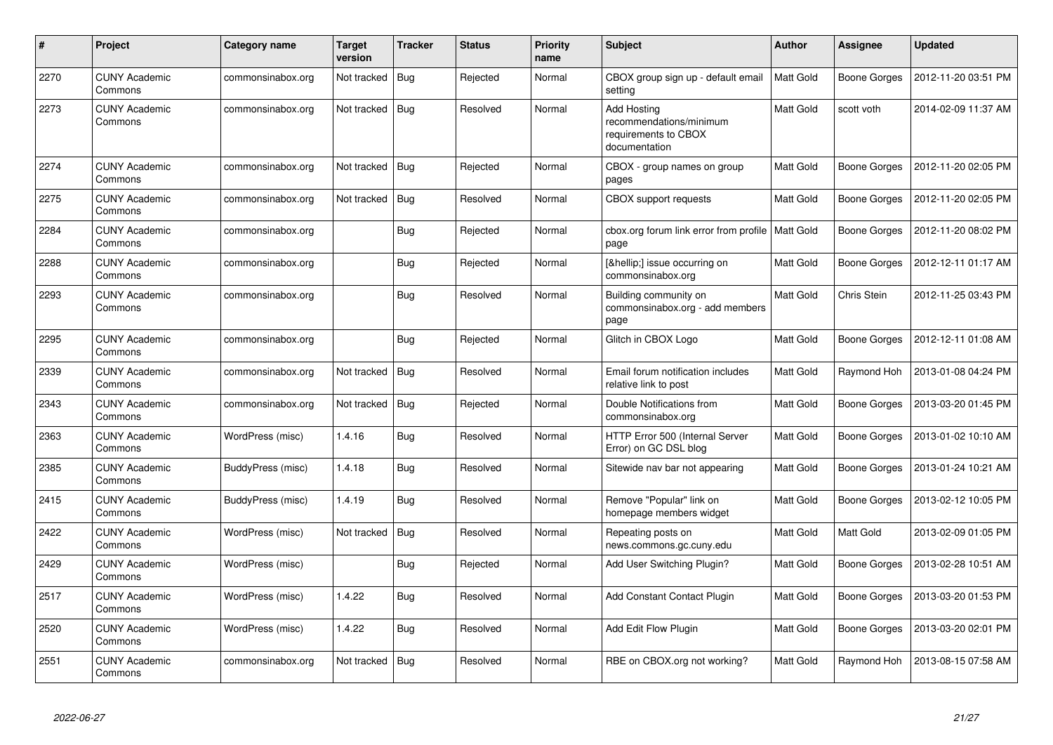| # | Project | Category name | Target version | Tracker | Status | Priority name | Subject | Author | Assignee | Updated |
|---|---|---|---|---|---|---|---|---|---|---|
| 2270 | CUNY Academic Commons | commonsinabox.org | Not tracked | Bug | Rejected | Normal | CBOX group sign up - default email setting | Matt Gold | Boone Gorges | 2012-11-20 03:51 PM |
| 2273 | CUNY Academic Commons | commonsinabox.org | Not tracked | Bug | Resolved | Normal | Add Hosting recommendations/minimum requirements to CBOX documentation | Matt Gold | scott voth | 2014-02-09 11:37 AM |
| 2274 | CUNY Academic Commons | commonsinabox.org | Not tracked | Bug | Rejected | Normal | CBOX - group names on group pages | Matt Gold | Boone Gorges | 2012-11-20 02:05 PM |
| 2275 | CUNY Academic Commons | commonsinabox.org | Not tracked | Bug | Resolved | Normal | CBOX support requests | Matt Gold | Boone Gorges | 2012-11-20 02:05 PM |
| 2284 | CUNY Academic Commons | commonsinabox.org | | Bug | Rejected | Normal | cbox.org forum link error from profile page | Matt Gold | Boone Gorges | 2012-11-20 08:02 PM |
| 2288 | CUNY Academic Commons | commonsinabox.org | | Bug | Rejected | Normal | [&hellip;] issue occurring on commonsinabox.org | Matt Gold | Boone Gorges | 2012-12-11 01:17 AM |
| 2293 | CUNY Academic Commons | commonsinabox.org | | Bug | Resolved | Normal | Building community on commonsinabox.org - add members page | Matt Gold | Chris Stein | 2012-11-25 03:43 PM |
| 2295 | CUNY Academic Commons | commonsinabox.org | | Bug | Rejected | Normal | Glitch in CBOX Logo | Matt Gold | Boone Gorges | 2012-12-11 01:08 AM |
| 2339 | CUNY Academic Commons | commonsinabox.org | Not tracked | Bug | Resolved | Normal | Email forum notification includes relative link to post | Matt Gold | Raymond Hoh | 2013-01-08 04:24 PM |
| 2343 | CUNY Academic Commons | commonsinabox.org | Not tracked | Bug | Rejected | Normal | Double Notifications from commonsinabox.org | Matt Gold | Boone Gorges | 2013-03-20 01:45 PM |
| 2363 | CUNY Academic Commons | WordPress (misc) | 1.4.16 | Bug | Resolved | Normal | HTTP Error 500 (Internal Server Error) on GC DSL blog | Matt Gold | Boone Gorges | 2013-01-02 10:10 AM |
| 2385 | CUNY Academic Commons | BuddyPress (misc) | 1.4.18 | Bug | Resolved | Normal | Sitewide nav bar not appearing | Matt Gold | Boone Gorges | 2013-01-24 10:21 AM |
| 2415 | CUNY Academic Commons | BuddyPress (misc) | 1.4.19 | Bug | Resolved | Normal | Remove "Popular" link on homepage members widget | Matt Gold | Boone Gorges | 2013-02-12 10:05 PM |
| 2422 | CUNY Academic Commons | WordPress (misc) | Not tracked | Bug | Resolved | Normal | Repeating posts on news.commons.gc.cuny.edu | Matt Gold | Matt Gold | 2013-02-09 01:05 PM |
| 2429 | CUNY Academic Commons | WordPress (misc) | | Bug | Rejected | Normal | Add User Switching Plugin? | Matt Gold | Boone Gorges | 2013-02-28 10:51 AM |
| 2517 | CUNY Academic Commons | WordPress (misc) | 1.4.22 | Bug | Resolved | Normal | Add Constant Contact Plugin | Matt Gold | Boone Gorges | 2013-03-20 01:53 PM |
| 2520 | CUNY Academic Commons | WordPress (misc) | 1.4.22 | Bug | Resolved | Normal | Add Edit Flow Plugin | Matt Gold | Boone Gorges | 2013-03-20 02:01 PM |
| 2551 | CUNY Academic Commons | commonsinabox.org | Not tracked | Bug | Resolved | Normal | RBE on CBOX.org not working? | Matt Gold | Raymond Hoh | 2013-08-15 07:58 AM |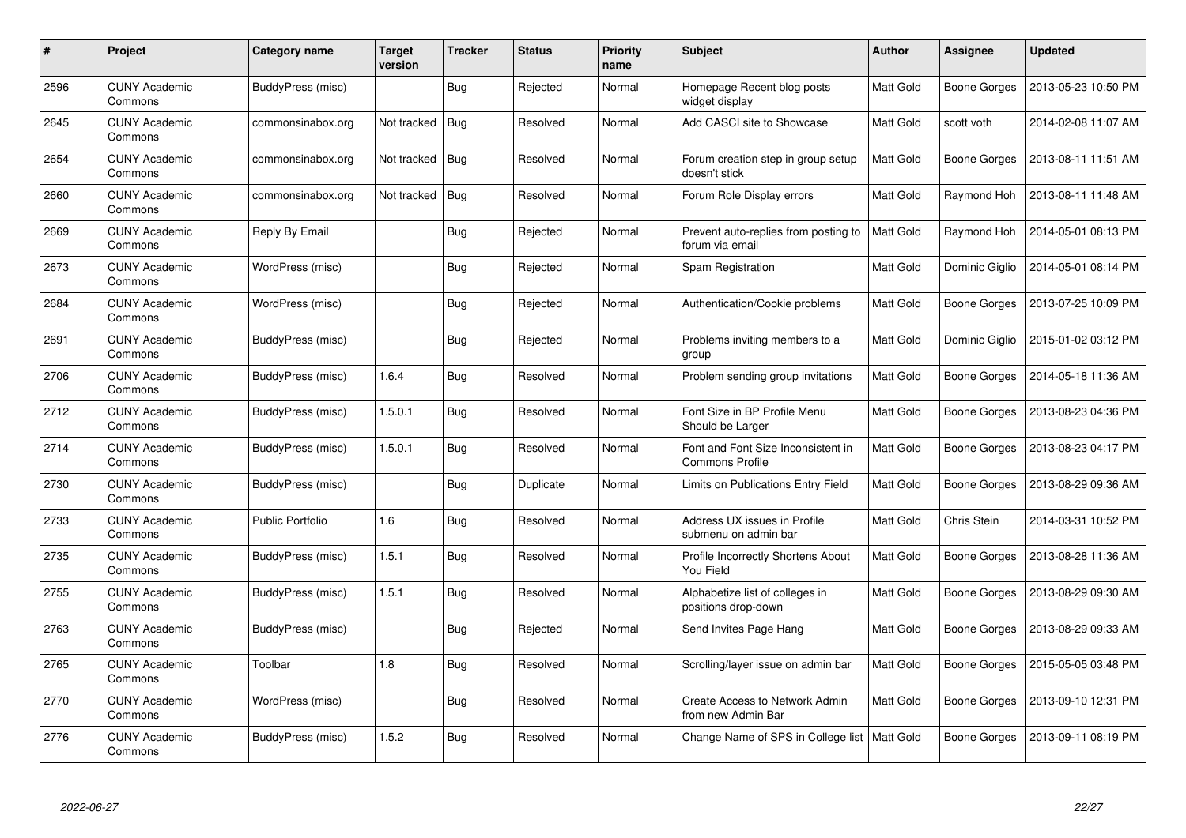| # | Project | Category name | Target version | Tracker | Status | Priority name | Subject | Author | Assignee | Updated |
|---|---|---|---|---|---|---|---|---|---|---|
| 2596 | CUNY Academic Commons | BuddyPress (misc) | | Bug | Rejected | Normal | Homepage Recent blog posts widget display | Matt Gold | Boone Gorges | 2013-05-23 10:50 PM |
| 2645 | CUNY Academic Commons | commonsinabox.org | Not tracked | Bug | Resolved | Normal | Add CASCI site to Showcase | Matt Gold | scott voth | 2014-02-08 11:07 AM |
| 2654 | CUNY Academic Commons | commonsinabox.org | Not tracked | Bug | Resolved | Normal | Forum creation step in group setup doesn't stick | Matt Gold | Boone Gorges | 2013-08-11 11:51 AM |
| 2660 | CUNY Academic Commons | commonsinabox.org | Not tracked | Bug | Resolved | Normal | Forum Role Display errors | Matt Gold | Raymond Hoh | 2013-08-11 11:48 AM |
| 2669 | CUNY Academic Commons | Reply By Email | | Bug | Rejected | Normal | Prevent auto-replies from posting to forum via email | Matt Gold | Raymond Hoh | 2014-05-01 08:13 PM |
| 2673 | CUNY Academic Commons | WordPress (misc) | | Bug | Rejected | Normal | Spam Registration | Matt Gold | Dominic Giglio | 2014-05-01 08:14 PM |
| 2684 | CUNY Academic Commons | WordPress (misc) | | Bug | Rejected | Normal | Authentication/Cookie problems | Matt Gold | Boone Gorges | 2013-07-25 10:09 PM |
| 2691 | CUNY Academic Commons | BuddyPress (misc) | | Bug | Rejected | Normal | Problems inviting members to a group | Matt Gold | Dominic Giglio | 2015-01-02 03:12 PM |
| 2706 | CUNY Academic Commons | BuddyPress (misc) | 1.6.4 | Bug | Resolved | Normal | Problem sending group invitations | Matt Gold | Boone Gorges | 2014-05-18 11:36 AM |
| 2712 | CUNY Academic Commons | BuddyPress (misc) | 1.5.0.1 | Bug | Resolved | Normal | Font Size in BP Profile Menu Should be Larger | Matt Gold | Boone Gorges | 2013-08-23 04:36 PM |
| 2714 | CUNY Academic Commons | BuddyPress (misc) | 1.5.0.1 | Bug | Resolved | Normal | Font and Font Size Inconsistent in Commons Profile | Matt Gold | Boone Gorges | 2013-08-23 04:17 PM |
| 2730 | CUNY Academic Commons | BuddyPress (misc) | | Bug | Duplicate | Normal | Limits on Publications Entry Field | Matt Gold | Boone Gorges | 2013-08-29 09:36 AM |
| 2733 | CUNY Academic Commons | Public Portfolio | 1.6 | Bug | Resolved | Normal | Address UX issues in Profile submenu on admin bar | Matt Gold | Chris Stein | 2014-03-31 10:52 PM |
| 2735 | CUNY Academic Commons | BuddyPress (misc) | 1.5.1 | Bug | Resolved | Normal | Profile Incorrectly Shortens About You Field | Matt Gold | Boone Gorges | 2013-08-28 11:36 AM |
| 2755 | CUNY Academic Commons | BuddyPress (misc) | 1.5.1 | Bug | Resolved | Normal | Alphabetize list of colleges in positions drop-down | Matt Gold | Boone Gorges | 2013-08-29 09:30 AM |
| 2763 | CUNY Academic Commons | BuddyPress (misc) | | Bug | Rejected | Normal | Send Invites Page Hang | Matt Gold | Boone Gorges | 2013-08-29 09:33 AM |
| 2765 | CUNY Academic Commons | Toolbar | 1.8 | Bug | Resolved | Normal | Scrolling/layer issue on admin bar | Matt Gold | Boone Gorges | 2015-05-05 03:48 PM |
| 2770 | CUNY Academic Commons | WordPress (misc) | | Bug | Resolved | Normal | Create Access to Network Admin from new Admin Bar | Matt Gold | Boone Gorges | 2013-09-10 12:31 PM |
| 2776 | CUNY Academic Commons | BuddyPress (misc) | 1.5.2 | Bug | Resolved | Normal | Change Name of SPS in College list | Matt Gold | Boone Gorges | 2013-09-11 08:19 PM |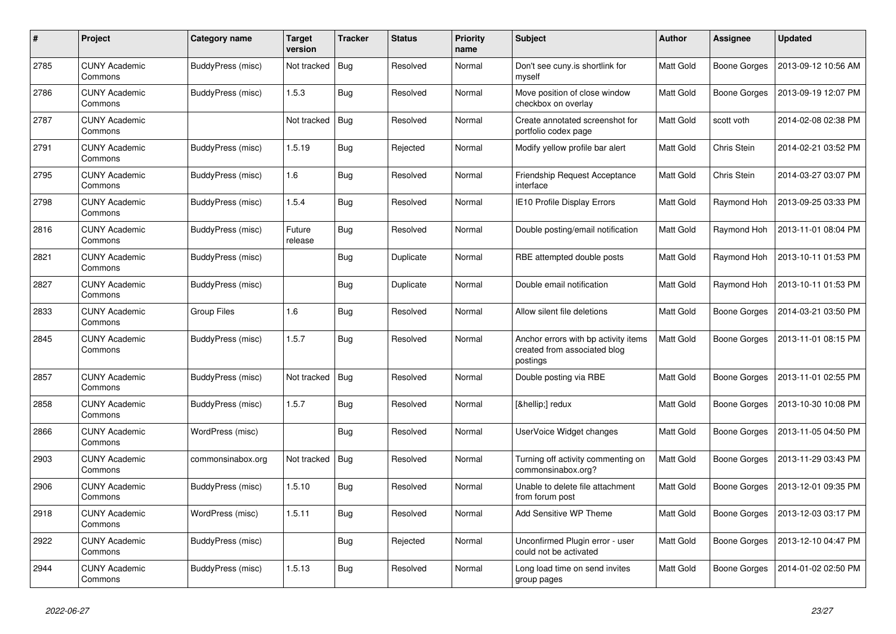| # | Project | Category name | Target version | Tracker | Status | Priority name | Subject | Author | Assignee | Updated |
|---|---|---|---|---|---|---|---|---|---|---|
| 2785 | CUNY Academic Commons | BuddyPress (misc) | Not tracked | Bug | Resolved | Normal | Don't see cuny.is shortlink for myself | Matt Gold | Boone Gorges | 2013-09-12 10:56 AM |
| 2786 | CUNY Academic Commons | BuddyPress (misc) | 1.5.3 | Bug | Resolved | Normal | Move position of close window checkbox on overlay | Matt Gold | Boone Gorges | 2013-09-19 12:07 PM |
| 2787 | CUNY Academic Commons | | Not tracked | Bug | Resolved | Normal | Create annotated screenshot for portfolio codex page | Matt Gold | scott voth | 2014-02-08 02:38 PM |
| 2791 | CUNY Academic Commons | BuddyPress (misc) | 1.5.19 | Bug | Rejected | Normal | Modify yellow profile bar alert | Matt Gold | Chris Stein | 2014-02-21 03:52 PM |
| 2795 | CUNY Academic Commons | BuddyPress (misc) | 1.6 | Bug | Resolved | Normal | Friendship Request Acceptance interface | Matt Gold | Chris Stein | 2014-03-27 03:07 PM |
| 2798 | CUNY Academic Commons | BuddyPress (misc) | 1.5.4 | Bug | Resolved | Normal | IE10 Profile Display Errors | Matt Gold | Raymond Hoh | 2013-09-25 03:33 PM |
| 2816 | CUNY Academic Commons | BuddyPress (misc) | Future release | Bug | Resolved | Normal | Double posting/email notification | Matt Gold | Raymond Hoh | 2013-11-01 08:04 PM |
| 2821 | CUNY Academic Commons | BuddyPress (misc) | | Bug | Duplicate | Normal | RBE attempted double posts | Matt Gold | Raymond Hoh | 2013-10-11 01:53 PM |
| 2827 | CUNY Academic Commons | BuddyPress (misc) | | Bug | Duplicate | Normal | Double email notification | Matt Gold | Raymond Hoh | 2013-10-11 01:53 PM |
| 2833 | CUNY Academic Commons | Group Files | 1.6 | Bug | Resolved | Normal | Allow silent file deletions | Matt Gold | Boone Gorges | 2014-03-21 03:50 PM |
| 2845 | CUNY Academic Commons | BuddyPress (misc) | 1.5.7 | Bug | Resolved | Normal | Anchor errors with bp activity items created from associated blog postings | Matt Gold | Boone Gorges | 2013-11-01 08:15 PM |
| 2857 | CUNY Academic Commons | BuddyPress (misc) | Not tracked | Bug | Resolved | Normal | Double posting via RBE | Matt Gold | Boone Gorges | 2013-11-01 02:55 PM |
| 2858 | CUNY Academic Commons | BuddyPress (misc) | 1.5.7 | Bug | Resolved | Normal | [&hellip;] redux | Matt Gold | Boone Gorges | 2013-10-30 10:08 PM |
| 2866 | CUNY Academic Commons | WordPress (misc) | | Bug | Resolved | Normal | UserVoice Widget changes | Matt Gold | Boone Gorges | 2013-11-05 04:50 PM |
| 2903 | CUNY Academic Commons | commonsinabox.org | Not tracked | Bug | Resolved | Normal | Turning off activity commenting on commonsinabox.org? | Matt Gold | Boone Gorges | 2013-11-29 03:43 PM |
| 2906 | CUNY Academic Commons | BuddyPress (misc) | 1.5.10 | Bug | Resolved | Normal | Unable to delete file attachment from forum post | Matt Gold | Boone Gorges | 2013-12-01 09:35 PM |
| 2918 | CUNY Academic Commons | WordPress (misc) | 1.5.11 | Bug | Resolved | Normal | Add Sensitive WP Theme | Matt Gold | Boone Gorges | 2013-12-03 03:17 PM |
| 2922 | CUNY Academic Commons | BuddyPress (misc) | | Bug | Rejected | Normal | Unconfirmed Plugin error - user could not be activated | Matt Gold | Boone Gorges | 2013-12-10 04:47 PM |
| 2944 | CUNY Academic Commons | BuddyPress (misc) | 1.5.13 | Bug | Resolved | Normal | Long load time on send invites group pages | Matt Gold | Boone Gorges | 2014-01-02 02:50 PM |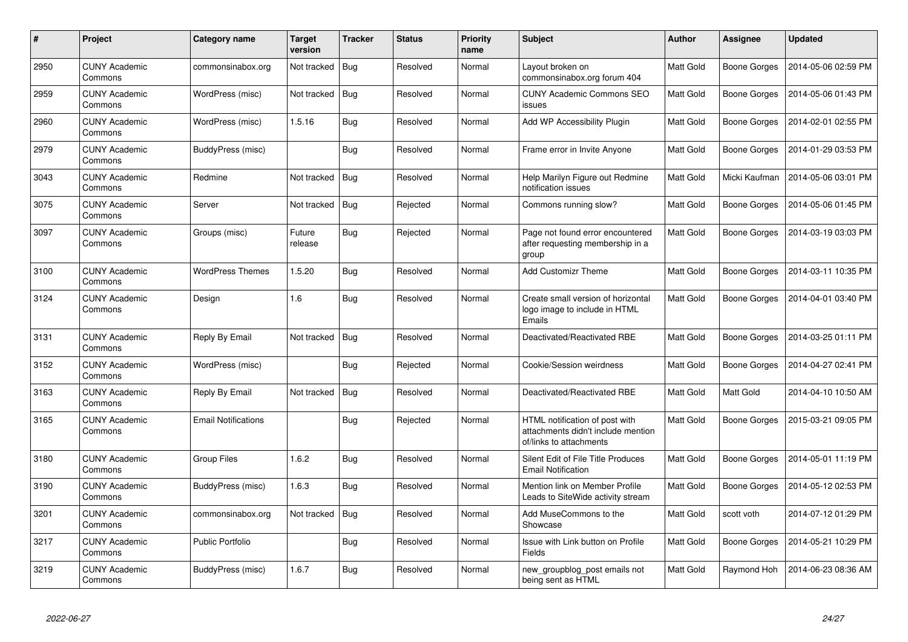| # | Project | Category name | Target version | Tracker | Status | Priority name | Subject | Author | Assignee | Updated |
|---|---|---|---|---|---|---|---|---|---|---|
| 2950 | CUNY Academic Commons | commonsinabox.org | Not tracked | Bug | Resolved | Normal | Layout broken on commonsinabox.org forum 404 | Matt Gold | Boone Gorges | 2014-05-06 02:59 PM |
| 2959 | CUNY Academic Commons | WordPress (misc) | Not tracked | Bug | Resolved | Normal | CUNY Academic Commons SEO issues | Matt Gold | Boone Gorges | 2014-05-06 01:43 PM |
| 2960 | CUNY Academic Commons | WordPress (misc) | 1.5.16 | Bug | Resolved | Normal | Add WP Accessibility Plugin | Matt Gold | Boone Gorges | 2014-02-01 02:55 PM |
| 2979 | CUNY Academic Commons | BuddyPress (misc) | | Bug | Resolved | Normal | Frame error in Invite Anyone | Matt Gold | Boone Gorges | 2014-01-29 03:53 PM |
| 3043 | CUNY Academic Commons | Redmine | Not tracked | Bug | Resolved | Normal | Help Marilyn Figure out Redmine notification issues | Matt Gold | Micki Kaufman | 2014-05-06 03:01 PM |
| 3075 | CUNY Academic Commons | Server | Not tracked | Bug | Rejected | Normal | Commons running slow? | Matt Gold | Boone Gorges | 2014-05-06 01:45 PM |
| 3097 | CUNY Academic Commons | Groups (misc) | Future release | Bug | Rejected | Normal | Page not found error encountered after requesting membership in a group | Matt Gold | Boone Gorges | 2014-03-19 03:03 PM |
| 3100 | CUNY Academic Commons | WordPress Themes | 1.5.20 | Bug | Resolved | Normal | Add Customizr Theme | Matt Gold | Boone Gorges | 2014-03-11 10:35 PM |
| 3124 | CUNY Academic Commons | Design | 1.6 | Bug | Resolved | Normal | Create small version of horizontal logo image to include in HTML Emails | Matt Gold | Boone Gorges | 2014-04-01 03:40 PM |
| 3131 | CUNY Academic Commons | Reply By Email | Not tracked | Bug | Resolved | Normal | Deactivated/Reactivated RBE | Matt Gold | Boone Gorges | 2014-03-25 01:11 PM |
| 3152 | CUNY Academic Commons | WordPress (misc) | | Bug | Rejected | Normal | Cookie/Session weirdness | Matt Gold | Boone Gorges | 2014-04-27 02:41 PM |
| 3163 | CUNY Academic Commons | Reply By Email | Not tracked | Bug | Resolved | Normal | Deactivated/Reactivated RBE | Matt Gold | Matt Gold | 2014-04-10 10:50 AM |
| 3165 | CUNY Academic Commons | Email Notifications | | Bug | Rejected | Normal | HTML notification of post with attachments didn't include mention of/links to attachments | Matt Gold | Boone Gorges | 2015-03-21 09:05 PM |
| 3180 | CUNY Academic Commons | Group Files | 1.6.2 | Bug | Resolved | Normal | Silent Edit of File Title Produces Email Notification | Matt Gold | Boone Gorges | 2014-05-01 11:19 PM |
| 3190 | CUNY Academic Commons | BuddyPress (misc) | 1.6.3 | Bug | Resolved | Normal | Mention link on Member Profile Leads to SiteWide activity stream | Matt Gold | Boone Gorges | 2014-05-12 02:53 PM |
| 3201 | CUNY Academic Commons | commonsinabox.org | Not tracked | Bug | Resolved | Normal | Add MuseCommons to the Showcase | Matt Gold | scott voth | 2014-07-12 01:29 PM |
| 3217 | CUNY Academic Commons | Public Portfolio | | Bug | Resolved | Normal | Issue with Link button on Profile Fields | Matt Gold | Boone Gorges | 2014-05-21 10:29 PM |
| 3219 | CUNY Academic Commons | BuddyPress (misc) | 1.6.7 | Bug | Resolved | Normal | new_groupblog_post emails not being sent as HTML | Matt Gold | Raymond Hoh | 2014-06-23 08:36 AM |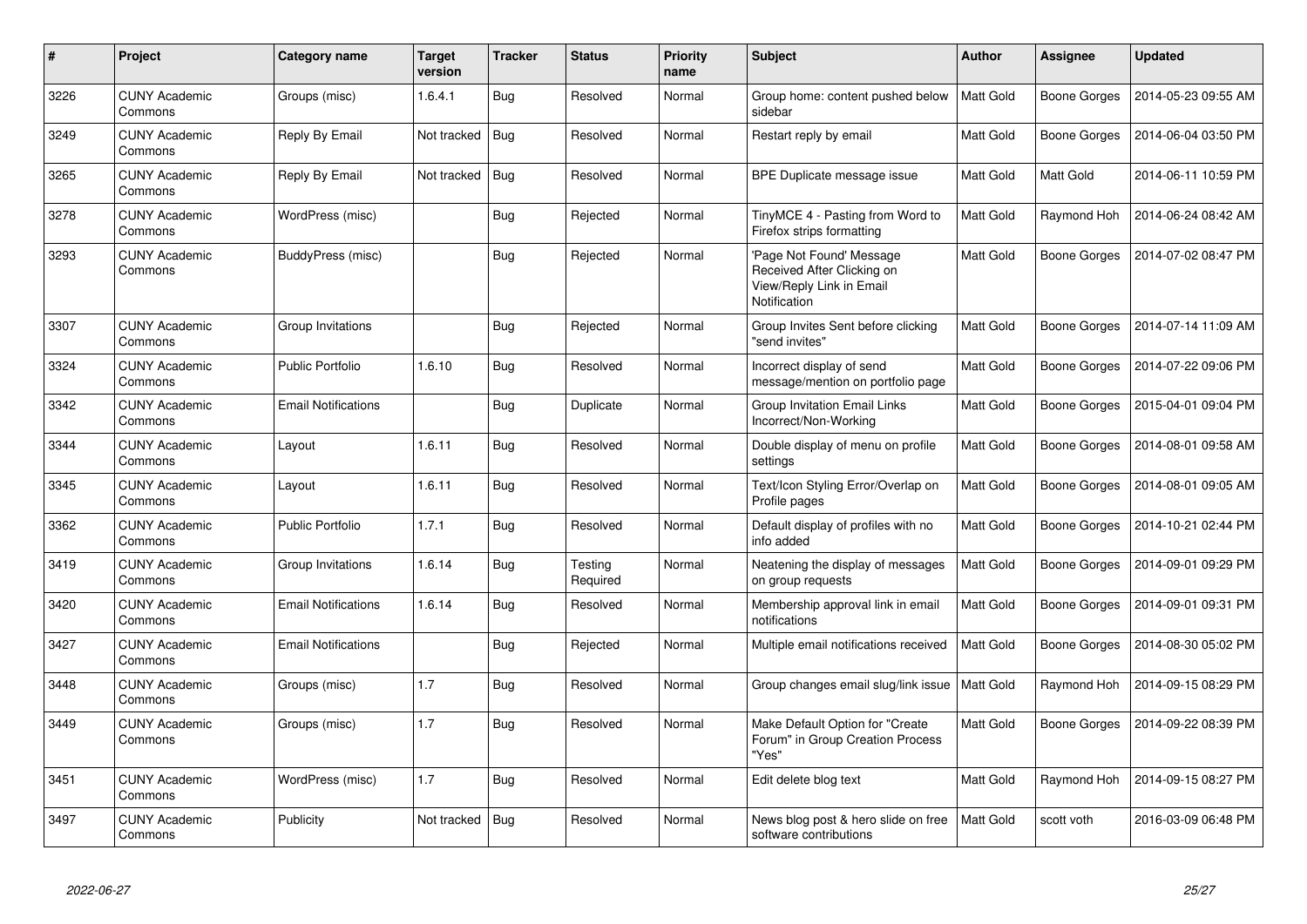| # | Project | Category name | Target version | Tracker | Status | Priority name | Subject | Author | Assignee | Updated |
|---|---|---|---|---|---|---|---|---|---|---|
| 3226 | CUNY Academic Commons | Groups (misc) | 1.6.4.1 | Bug | Resolved | Normal | Group home: content pushed below sidebar | Matt Gold | Boone Gorges | 2014-05-23 09:55 AM |
| 3249 | CUNY Academic Commons | Reply By Email | Not tracked | Bug | Resolved | Normal | Restart reply by email | Matt Gold | Boone Gorges | 2014-06-04 03:50 PM |
| 3265 | CUNY Academic Commons | Reply By Email | Not tracked | Bug | Resolved | Normal | BPE Duplicate message issue | Matt Gold | Matt Gold | 2014-06-11 10:59 PM |
| 3278 | CUNY Academic Commons | WordPress (misc) | | Bug | Rejected | Normal | TinyMCE 4 - Pasting from Word to Firefox strips formatting | Matt Gold | Raymond Hoh | 2014-06-24 08:42 AM |
| 3293 | CUNY Academic Commons | BuddyPress (misc) | | Bug | Rejected | Normal | 'Page Not Found' Message Received After Clicking on View/Reply Link in Email Notification | Matt Gold | Boone Gorges | 2014-07-02 08:47 PM |
| 3307 | CUNY Academic Commons | Group Invitations | | Bug | Rejected | Normal | Group Invites Sent before clicking "send invites" | Matt Gold | Boone Gorges | 2014-07-14 11:09 AM |
| 3324 | CUNY Academic Commons | Public Portfolio | 1.6.10 | Bug | Resolved | Normal | Incorrect display of send message/mention on portfolio page | Matt Gold | Boone Gorges | 2014-07-22 09:06 PM |
| 3342 | CUNY Academic Commons | Email Notifications | | Bug | Duplicate | Normal | Group Invitation Email Links Incorrect/Non-Working | Matt Gold | Boone Gorges | 2015-04-01 09:04 PM |
| 3344 | CUNY Academic Commons | Layout | 1.6.11 | Bug | Resolved | Normal | Double display of menu on profile settings | Matt Gold | Boone Gorges | 2014-08-01 09:58 AM |
| 3345 | CUNY Academic Commons | Layout | 1.6.11 | Bug | Resolved | Normal | Text/Icon Styling Error/Overlap on Profile pages | Matt Gold | Boone Gorges | 2014-08-01 09:05 AM |
| 3362 | CUNY Academic Commons | Public Portfolio | 1.7.1 | Bug | Resolved | Normal | Default display of profiles with no info added | Matt Gold | Boone Gorges | 2014-10-21 02:44 PM |
| 3419 | CUNY Academic Commons | Group Invitations | 1.6.14 | Bug | Testing Required | Normal | Neatening the display of messages on group requests | Matt Gold | Boone Gorges | 2014-09-01 09:29 PM |
| 3420 | CUNY Academic Commons | Email Notifications | 1.6.14 | Bug | Resolved | Normal | Membership approval link in email notifications | Matt Gold | Boone Gorges | 2014-09-01 09:31 PM |
| 3427 | CUNY Academic Commons | Email Notifications | | Bug | Rejected | Normal | Multiple email notifications received | Matt Gold | Boone Gorges | 2014-08-30 05:02 PM |
| 3448 | CUNY Academic Commons | Groups (misc) | 1.7 | Bug | Resolved | Normal | Group changes email slug/link issue | Matt Gold | Raymond Hoh | 2014-09-15 08:29 PM |
| 3449 | CUNY Academic Commons | Groups (misc) | 1.7 | Bug | Resolved | Normal | Make Default Option for "Create Forum" in Group Creation Process "Yes" | Matt Gold | Boone Gorges | 2014-09-22 08:39 PM |
| 3451 | CUNY Academic Commons | WordPress (misc) | 1.7 | Bug | Resolved | Normal | Edit delete blog text | Matt Gold | Raymond Hoh | 2014-09-15 08:27 PM |
| 3497 | CUNY Academic Commons | Publicity | Not tracked | Bug | Resolved | Normal | News blog post & hero slide on free software contributions | Matt Gold | scott voth | 2016-03-09 06:48 PM |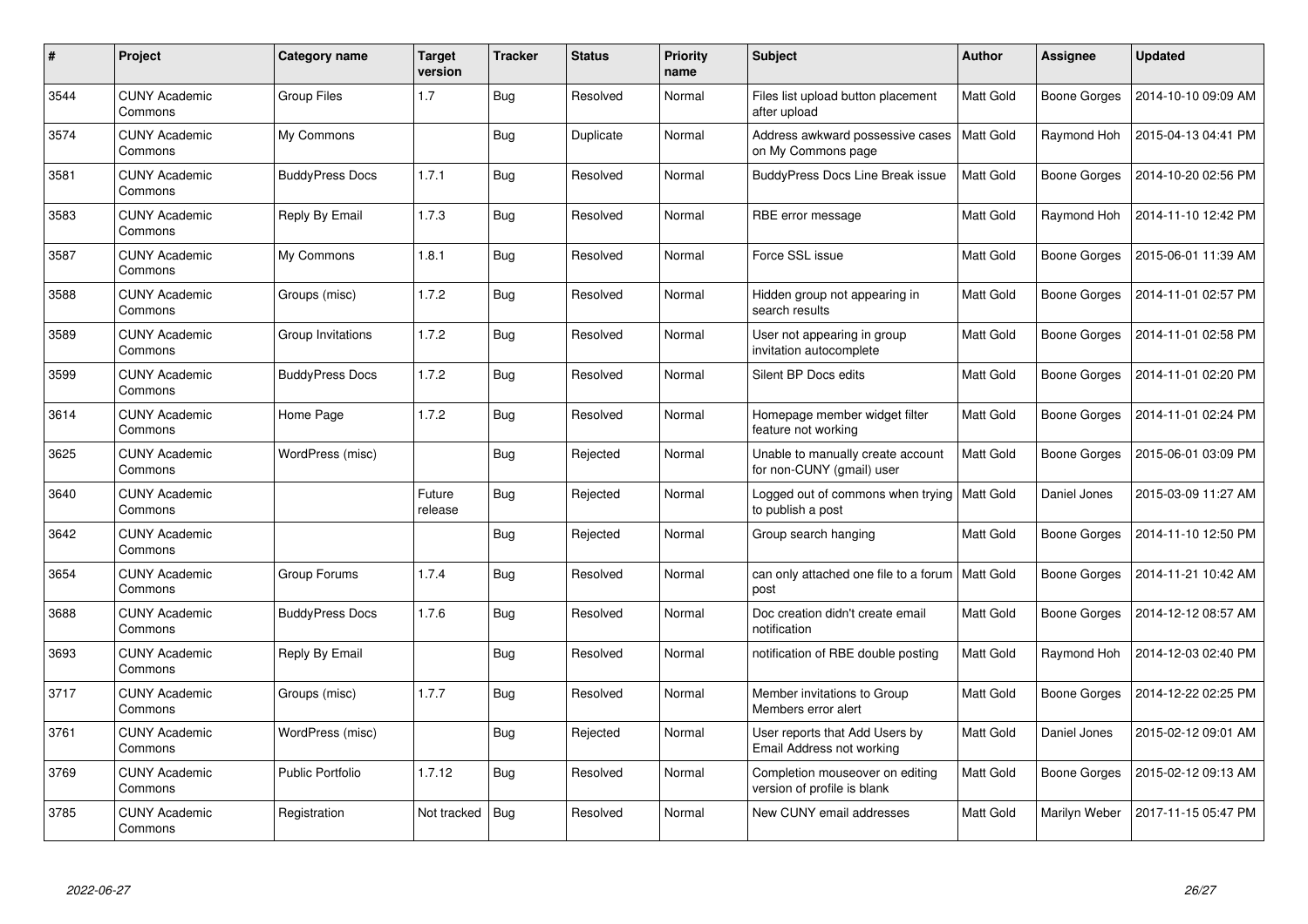| # | Project | Category name | Target version | Tracker | Status | Priority name | Subject | Author | Assignee | Updated |
|---|---|---|---|---|---|---|---|---|---|---|
| 3544 | CUNY Academic Commons | Group Files | 1.7 | Bug | Resolved | Normal | Files list upload button placement after upload | Matt Gold | Boone Gorges | 2014-10-10 09:09 AM |
| 3574 | CUNY Academic Commons | My Commons | | Bug | Duplicate | Normal | Address awkward possessive cases on My Commons page | Matt Gold | Raymond Hoh | 2015-04-13 04:41 PM |
| 3581 | CUNY Academic Commons | BuddyPress Docs | 1.7.1 | Bug | Resolved | Normal | BuddyPress Docs Line Break issue | Matt Gold | Boone Gorges | 2014-10-20 02:56 PM |
| 3583 | CUNY Academic Commons | Reply By Email | 1.7.3 | Bug | Resolved | Normal | RBE error message | Matt Gold | Raymond Hoh | 2014-11-10 12:42 PM |
| 3587 | CUNY Academic Commons | My Commons | 1.8.1 | Bug | Resolved | Normal | Force SSL issue | Matt Gold | Boone Gorges | 2015-06-01 11:39 AM |
| 3588 | CUNY Academic Commons | Groups (misc) | 1.7.2 | Bug | Resolved | Normal | Hidden group not appearing in search results | Matt Gold | Boone Gorges | 2014-11-01 02:57 PM |
| 3589 | CUNY Academic Commons | Group Invitations | 1.7.2 | Bug | Resolved | Normal | User not appearing in group invitation autocomplete | Matt Gold | Boone Gorges | 2014-11-01 02:58 PM |
| 3599 | CUNY Academic Commons | BuddyPress Docs | 1.7.2 | Bug | Resolved | Normal | Silent BP Docs edits | Matt Gold | Boone Gorges | 2014-11-01 02:20 PM |
| 3614 | CUNY Academic Commons | Home Page | 1.7.2 | Bug | Resolved | Normal | Homepage member widget filter feature not working | Matt Gold | Boone Gorges | 2014-11-01 02:24 PM |
| 3625 | CUNY Academic Commons | WordPress (misc) | | Bug | Rejected | Normal | Unable to manually create account for non-CUNY (gmail) user | Matt Gold | Boone Gorges | 2015-06-01 03:09 PM |
| 3640 | CUNY Academic Commons | | Future release | Bug | Rejected | Normal | Logged out of commons when trying to publish a post | Matt Gold | Daniel Jones | 2015-03-09 11:27 AM |
| 3642 | CUNY Academic Commons | | | Bug | Rejected | Normal | Group search hanging | Matt Gold | Boone Gorges | 2014-11-10 12:50 PM |
| 3654 | CUNY Academic Commons | Group Forums | 1.7.4 | Bug | Resolved | Normal | can only attached one file to a forum post | Matt Gold | Boone Gorges | 2014-11-21 10:42 AM |
| 3688 | CUNY Academic Commons | BuddyPress Docs | 1.7.6 | Bug | Resolved | Normal | Doc creation didn't create email notification | Matt Gold | Boone Gorges | 2014-12-12 08:57 AM |
| 3693 | CUNY Academic Commons | Reply By Email | | Bug | Resolved | Normal | notification of RBE double posting | Matt Gold | Raymond Hoh | 2014-12-03 02:40 PM |
| 3717 | CUNY Academic Commons | Groups (misc) | 1.7.7 | Bug | Resolved | Normal | Member invitations to Group Members error alert | Matt Gold | Boone Gorges | 2014-12-22 02:25 PM |
| 3761 | CUNY Academic Commons | WordPress (misc) | | Bug | Rejected | Normal | User reports that Add Users by Email Address not working | Matt Gold | Daniel Jones | 2015-02-12 09:01 AM |
| 3769 | CUNY Academic Commons | Public Portfolio | 1.7.12 | Bug | Resolved | Normal | Completion mouseover on editing version of profile is blank | Matt Gold | Boone Gorges | 2015-02-12 09:13 AM |
| 3785 | CUNY Academic Commons | Registration | Not tracked | Bug | Resolved | Normal | New CUNY email addresses | Matt Gold | Marilyn Weber | 2017-11-15 05:47 PM |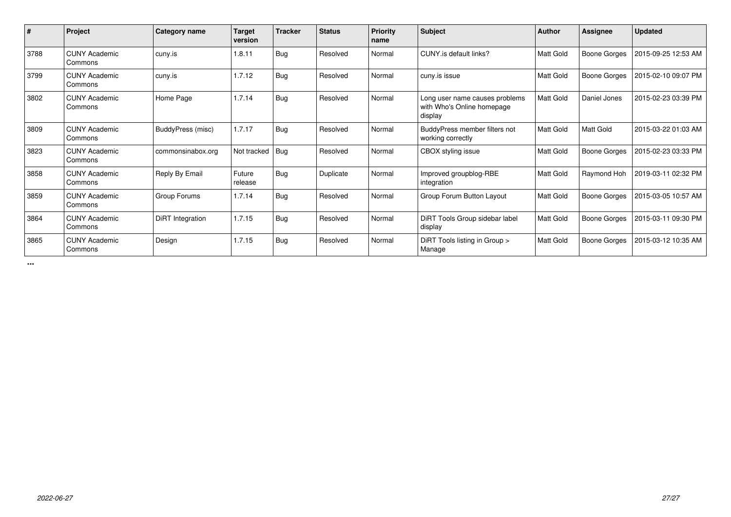| # | Project | Category name | Target version | Tracker | Status | Priority name | Subject | Author | Assignee | Updated |
|---|---|---|---|---|---|---|---|---|---|---|
| 3788 | CUNY Academic Commons | cuny.is | 1.8.11 | Bug | Resolved | Normal | CUNY.is default links? | Matt Gold | Boone Gorges | 2015-09-25 12:53 AM |
| 3799 | CUNY Academic Commons | cuny.is | 1.7.12 | Bug | Resolved | Normal | cuny.is issue | Matt Gold | Boone Gorges | 2015-02-10 09:07 PM |
| 3802 | CUNY Academic Commons | Home Page | 1.7.14 | Bug | Resolved | Normal | Long user name causes problems with Who's Online homepage display | Matt Gold | Daniel Jones | 2015-02-23 03:39 PM |
| 3809 | CUNY Academic Commons | BuddyPress (misc) | 1.7.17 | Bug | Resolved | Normal | BuddyPress member filters not working correctly | Matt Gold | Matt Gold | 2015-03-22 01:03 AM |
| 3823 | CUNY Academic Commons | commonsinabox.org | Not tracked | Bug | Resolved | Normal | CBOX styling issue | Matt Gold | Boone Gorges | 2015-02-23 03:33 PM |
| 3858 | CUNY Academic Commons | Reply By Email | Future release | Bug | Duplicate | Normal | Improved groupblog-RBE integration | Matt Gold | Raymond Hoh | 2019-03-11 02:32 PM |
| 3859 | CUNY Academic Commons | Group Forums | 1.7.14 | Bug | Resolved | Normal | Group Forum Button Layout | Matt Gold | Boone Gorges | 2015-03-05 10:57 AM |
| 3864 | CUNY Academic Commons | DiRT Integration | 1.7.15 | Bug | Resolved | Normal | DiRT Tools Group sidebar label display | Matt Gold | Boone Gorges | 2015-03-11 09:30 PM |
| 3865 | CUNY Academic Commons | Design | 1.7.15 | Bug | Resolved | Normal | DiRT Tools listing in Group > Manage | Matt Gold | Boone Gorges | 2015-03-12 10:35 AM |

...